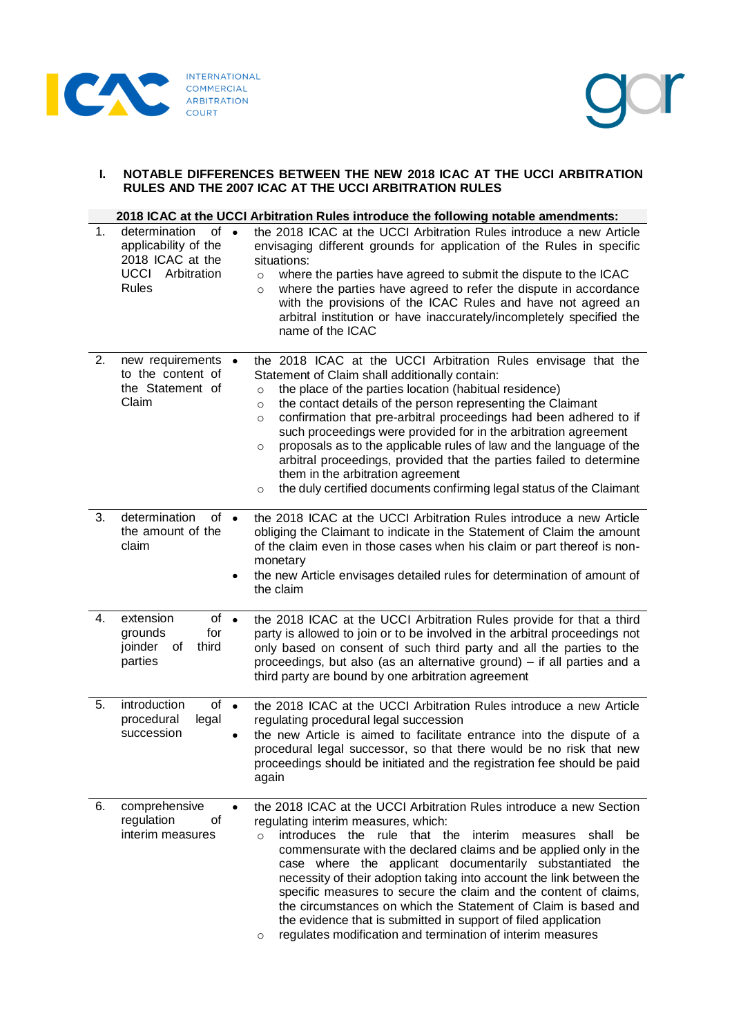## I. NOTABLE DIFFERENCES BETWEEN THE NEW 2018 ICAC AT THE UCCI ARBITRATION RULES AND THE 2007 ICAC AT THE UCCI ARBITRATION RULES

| | 2018 ICAC at the UCCI Arbitration Rules introduce the following notable amendments: | |
|---|---|---|
| 1. | determination of applicability of the 2018 ICAC at the UCCI Arbitration Rules | • the 2018 ICAC at the UCCI Arbitration Rules introduce a new Article envisaging different grounds for application of the Rules in specific situations:<br>○ where the parties have agreed to submit the dispute to the ICAC<br>○ where the parties have agreed to refer the dispute in accordance with the provisions of the ICAC Rules and have not agreed an arbitral institution or have inaccurately/incompletely specified the name of the ICAC |
| 2. | new requirements to the content of the Statement of Claim | • the 2018 ICAC at the UCCI Arbitration Rules envisage that the Statement of Claim shall additionally contain:<br>○ the place of the parties location (habitual residence)<br>○ the contact details of the person representing the Claimant<br>○ confirmation that pre-arbitral proceedings had been adhered to if such proceedings were provided for in the arbitration agreement<br>○ proposals as to the applicable rules of law and the language of the arbitral proceedings, provided that the parties failed to determine them in the arbitration agreement<br>○ the duly certified documents confirming legal status of the Claimant |
| 3. | determination of the amount of the claim | • the 2018 ICAC at the UCCI Arbitration Rules introduce a new Article obliging the Claimant to indicate in the Statement of Claim the amount of the claim even in those cases when his claim or part thereof is non-monetary<br>• the new Article envisages detailed rules for determination of amount of the claim |
| 4. | extension of grounds for joinder of third parties | • the 2018 ICAC at the UCCI Arbitration Rules provide for that a third party is allowed to join or to be involved in the arbitral proceedings not only based on consent of such third party and all the parties to the proceedings, but also (as an alternative ground) – if all parties and a third party are bound by one arbitration agreement |
| 5. | introduction of procedural legal succession | • the 2018 ICAC at the UCCI Arbitration Rules introduce a new Article regulating procedural legal succession<br>• the new Article is aimed to facilitate entrance into the dispute of a procedural legal successor, so that there would be no risk that new proceedings should be initiated and the registration fee should be paid again |
| 6. | comprehensive regulation of interim measures | • the 2018 ICAC at the UCCI Arbitration Rules introduce a new Section regulating interim measures, which:<br>○ introduces the rule that the interim measures shall be commensurate with the declared claims and be applied only in the case where the applicant documentarily substantiated the necessity of their adoption taking into account the link between the specific measures to secure the claim and the content of claims, the circumstances on which the Statement of Claim is based and the evidence that is submitted in support of filed application<br>○ regulates modification and termination of interim measures |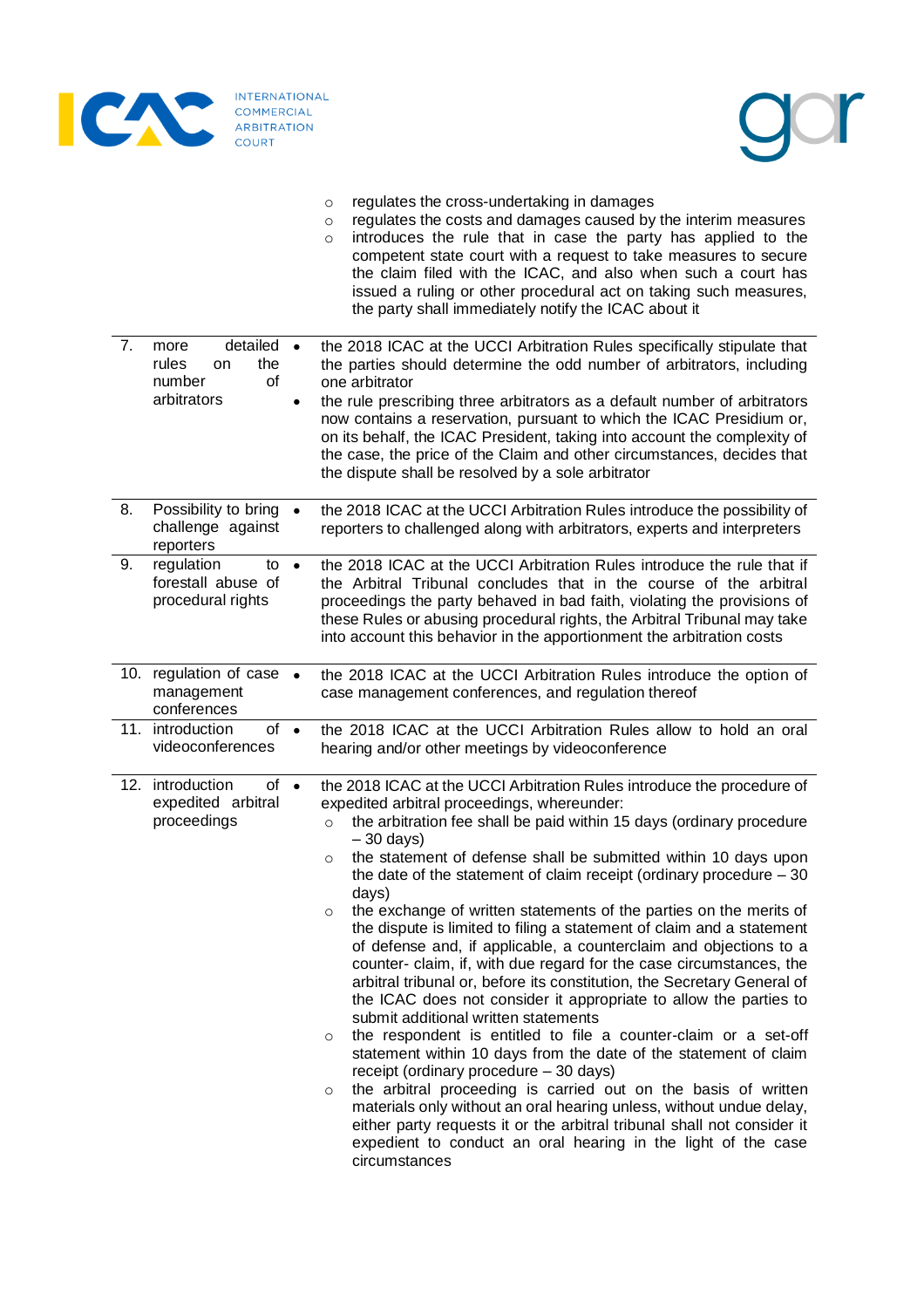| | | |
|---|---|---|
| | | ◦ regulates the cross-undertaking in damages<br>◦ regulates the costs and damages caused by the interim measures<br>◦ introduces the rule that in case the party has applied to the competent state court with a request to take measures to secure the claim filed with the ICAC, and also when such a court has issued a ruling or other procedural act on taking such measures, the party shall immediately notify the ICAC about it |
| 7. | more detailed rules on the number of arbitrators | • the 2018 ICAC at the UCCI Arbitration Rules specifically stipulate that the parties should determine the odd number of arbitrators, including one arbitrator<br>• the rule prescribing three arbitrators as a default number of arbitrators now contains a reservation, pursuant to which the ICAC Presidium or, on its behalf, the ICAC President, taking into account the complexity of the case, the price of the Claim and other circumstances, decides that the dispute shall be resolved by a sole arbitrator |
| 8. | Possibility to bring challenge against reporters | • the 2018 ICAC at the UCCI Arbitration Rules introduce the possibility of reporters to challenged along with arbitrators, experts and interpreters |
| 9. | regulation to forestall abuse of procedural rights | • the 2018 ICAC at the UCCI Arbitration Rules introduce the rule that if the Arbitral Tribunal concludes that in the course of the arbitral proceedings the party behaved in bad faith, violating the provisions of these Rules or abusing procedural rights, the Arbitral Tribunal may take into account this behavior in the apportionment the arbitration costs |
| 10. | regulation of case management conferences | • the 2018 ICAC at the UCCI Arbitration Rules introduce the option of case management conferences, and regulation thereof |
| 11. | introduction of videoconferences | • the 2018 ICAC at the UCCI Arbitration Rules allow to hold an oral hearing and/or other meetings by videoconference |
| 12. | introduction of expedited arbitral proceedings | • the 2018 ICAC at the UCCI Arbitration Rules introduce the procedure of expedited arbitral proceedings, whereunder:<br>◦ the arbitration fee shall be paid within 15 days (ordinary procedure – 30 days)<br>◦ the statement of defense shall be submitted within 10 days upon the date of the statement of claim receipt (ordinary procedure – 30 days)<br>◦ the exchange of written statements of the parties on the merits of the dispute is limited to filing a statement of claim and a statement of defense and, if applicable, a counterclaim and objections to a counter- claim, if, with due regard for the case circumstances, the arbitral tribunal or, before its constitution, the Secretary General of the ICAC does not consider it appropriate to allow the parties to submit additional written statements<br>◦ the respondent is entitled to file a counter-claim or a set-off statement within 10 days from the date of the statement of claim receipt (ordinary procedure – 30 days)<br>◦ the arbitral proceeding is carried out on the basis of written materials only without an oral hearing unless, without undue delay, either party requests it or the arbitral tribunal shall not consider it expedient to conduct an oral hearing in the light of the case circumstances |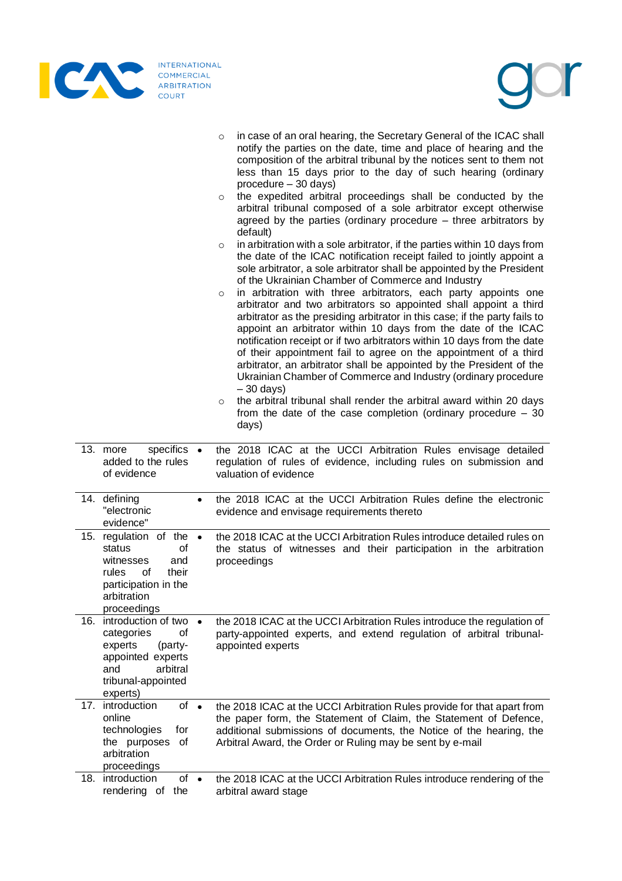| | | |
|---|---|---|
| | | ◦ in case of an oral hearing, the Secretary General of the ICAC shall notify the parties on the date, time and place of hearing and the composition of the arbitral tribunal by the notices sent to them not less than 15 days prior to the day of such hearing (ordinary procedure – 30 days)<br>◦ the expedited arbitral proceedings shall be conducted by the arbitral tribunal composed of a sole arbitrator except otherwise agreed by the parties (ordinary procedure – three arbitrators by default)<br>◦ in arbitration with a sole arbitrator, if the parties within 10 days from the date of the ICAC notification receipt failed to jointly appoint a sole arbitrator, a sole arbitrator shall be appointed by the President of the Ukrainian Chamber of Commerce and Industry<br>◦ in arbitration with three arbitrators, each party appoints one arbitrator and two arbitrators so appointed shall appoint a third arbitrator as the presiding arbitrator in this case; if the party fails to appoint an arbitrator within 10 days from the date of the ICAC notification receipt or if two arbitrators within 10 days from the date of their appointment fail to agree on the appointment of a third arbitrator, an arbitrator shall be appointed by the President of the Ukrainian Chamber of Commerce and Industry (ordinary procedure – 30 days)<br>◦ the arbitral tribunal shall render the arbitral award within 20 days from the date of the case completion (ordinary procedure – 30 days) |
| 13. | more specifics added to the rules of evidence | • the 2018 ICAC at the UCCI Arbitration Rules envisage detailed regulation of rules of evidence, including rules on submission and valuation of evidence |
| 14. | defining "electronic evidence" | • the 2018 ICAC at the UCCI Arbitration Rules define the electronic evidence and envisage requirements thereto |
| 15. | regulation of the status of witnesses and rules of their participation in the arbitration proceedings | • the 2018 ICAC at the UCCI Arbitration Rules introduce detailed rules on the status of witnesses and their participation in the arbitration proceedings |
| 16. | introduction of two categories of experts (party-appointed experts and arbitral tribunal-appointed experts) | • the 2018 ICAC at the UCCI Arbitration Rules introduce the regulation of party-appointed experts, and extend regulation of arbitral tribunal-appointed experts |
| 17. | introduction of online technologies for the purposes of arbitration proceedings | • the 2018 ICAC at the UCCI Arbitration Rules provide for that apart from the paper form, the Statement of Claim, the Statement of Defence, additional submissions of documents, the Notice of the hearing, the Arbitral Award, the Order or Ruling may be sent by e-mail |
| 18. | introduction of rendering of the | • the 2018 ICAC at the UCCI Arbitration Rules introduce rendering of the arbitral award stage |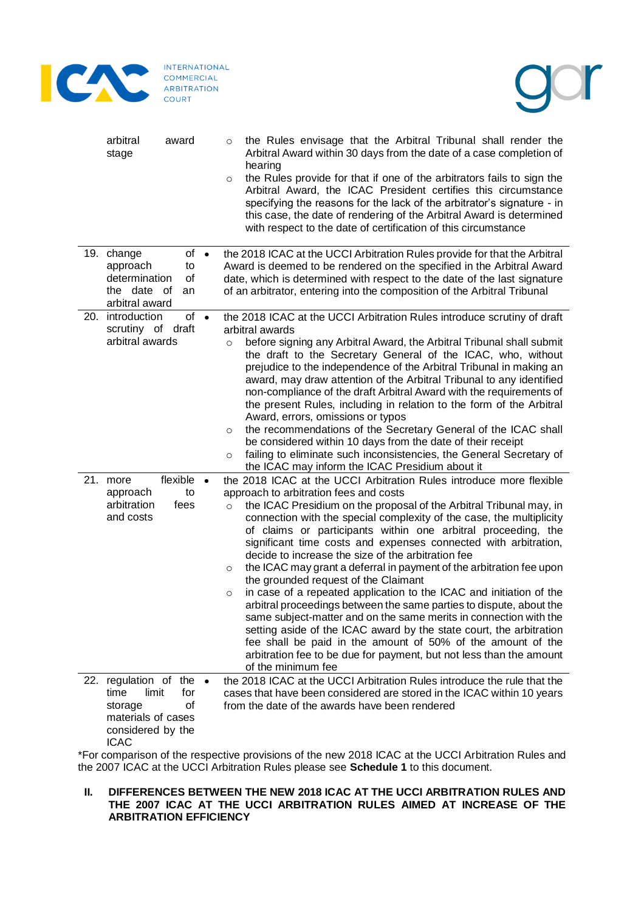| | |
|---|---|
| arbitral award stage | ○ the Rules envisage that the Arbitral Tribunal shall render the Arbitral Award within 30 days from the date of a case completion of hearing<br>○ the Rules provide for that if one of the arbitrators fails to sign the Arbitral Award, the ICAC President certifies this circumstance specifying the reasons for the lack of the arbitrator's signature - in this case, the date of rendering of the Arbitral Award is determined with respect to the date of certification of this circumstance |
| 19. change of approach to determination of the date of an arbitral award | • the 2018 ICAC at the UCCI Arbitration Rules provide for that the Arbitral Award is deemed to be rendered on the specified in the Arbitral Award date, which is determined with respect to the date of the last signature of an arbitrator, entering into the composition of the Arbitral Tribunal |
| 20. introduction of scrutiny of draft arbitral awards | • the 2018 ICAC at the UCCI Arbitration Rules introduce scrutiny of draft arbitral awards<br>○ before signing any Arbitral Award, the Arbitral Tribunal shall submit the draft to the Secretary General of the ICAC, who, without prejudice to the independence of the Arbitral Tribunal in making an award, may draw attention of the Arbitral Tribunal to any identified non-compliance of the draft Arbitral Award with the requirements of the present Rules, including in relation to the form of the Arbitral Award, errors, omissions or typos<br>○ the recommendations of the Secretary General of the ICAC shall be considered within 10 days from the date of their receipt<br>○ failing to eliminate such inconsistencies, the General Secretary of the ICAC may inform the ICAC Presidium about it |
| 21. more flexible approach to arbitration fees and costs | • the 2018 ICAC at the UCCI Arbitration Rules introduce more flexible approach to arbitration fees and costs<br>○ the ICAC Presidium on the proposal of the Arbitral Tribunal may, in connection with the special complexity of the case, the multiplicity of claims or participants within one arbitral proceeding, the significant time costs and expenses connected with arbitration, decide to increase the size of the arbitration fee<br>○ the ICAC may grant a deferral in payment of the arbitration fee upon the grounded request of the Claimant<br>○ in case of a repeated application to the ICAC and initiation of the arbitral proceedings between the same parties to dispute, about the same subject-matter and on the same merits in connection with the setting aside of the ICAC award by the state court, the arbitration fee shall be paid in the amount of 50% of the amount of the arbitration fee to be due for payment, but not less than the amount of the minimum fee |
| 22. regulation of the time limit for storage of materials of cases considered by the ICAC | • the 2018 ICAC at the UCCI Arbitration Rules introduce the rule that the cases that have been considered are stored in the ICAC within 10 years from the date of the awards have been rendered |

*For comparison of the respective provisions of the new 2018 ICAC at the UCCI Arbitration Rules and the 2007 ICAC at the UCCI Arbitration Rules please see **Schedule 1** to this document.

## II. DIFFERENCES BETWEEN THE NEW 2018 ICAC AT THE UCCI ARBITRATION RULES AND THE 2007 ICAC AT THE UCCI ARBITRATION RULES AIMED AT INCREASE OF THE ARBITRATION EFFICIENCY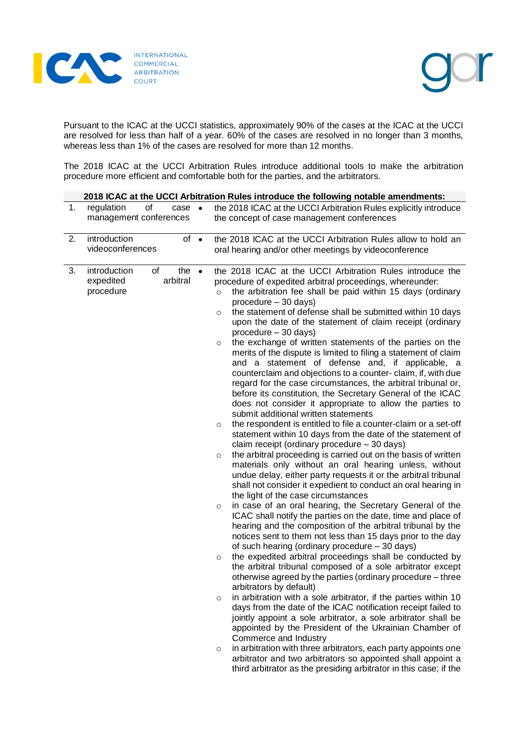Pursuant to the ICAC at the UCCI statistics, approximately 90% of the cases at the ICAC at the UCCI are resolved for less than half of a year. 60% of the cases are resolved in no longer than 3 months, whereas less than 1% of the cases are resolved for more than 12 months.

The 2018 ICAC at the UCCI Arbitration Rules introduce additional tools to make the arbitration procedure more efficient and comfortable both for the parties, and the arbitrators.

| 2018 ICAC at the UCCI Arbitration Rules introduce the following notable amendments: | | |
|---|---|---|
| 1. | regulation of case management conferences | • the 2018 ICAC at the UCCI Arbitration Rules explicitly introduce the concept of case management conferences |
| 2. | introduction of videoconferences | • the 2018 ICAC at the UCCI Arbitration Rules allow to hold an oral hearing and/or other meetings by videoconference |
| 3. | introduction of the expedited arbitral procedure | • the 2018 ICAC at the UCCI Arbitration Rules introduce the procedure of expedited arbitral proceedings, whereunder:<br>○ the arbitration fee shall be paid within 15 days (ordinary procedure – 30 days)<br>○ the statement of defense shall be submitted within 10 days upon the date of the statement of claim receipt (ordinary procedure – 30 days)<br>○ the exchange of written statements of the parties on the merits of the dispute is limited to filing a statement of claim and a statement of defense and, if applicable, a counterclaim and objections to a counter- claim, if, with due regard for the case circumstances, the arbitral tribunal or, before its constitution, the Secretary General of the ICAC does not consider it appropriate to allow the parties to submit additional written statements<br>○ the respondent is entitled to file a counter-claim or a set-off statement within 10 days from the date of the statement of claim receipt (ordinary procedure – 30 days)<br>○ the arbitral proceeding is carried out on the basis of written materials only without an oral hearing unless, without undue delay, either party requests it or the arbitral tribunal shall not consider it expedient to conduct an oral hearing in the light of the case circumstances<br>○ in case of an oral hearing, the Secretary General of the ICAC shall notify the parties on the date, time and place of hearing and the composition of the arbitral tribunal by the notices sent to them not less than 15 days prior to the day of such hearing (ordinary procedure – 30 days)<br>○ the expedited arbitral proceedings shall be conducted by the arbitral tribunal composed of a sole arbitrator except otherwise agreed by the parties (ordinary procedure – three arbitrators by default)<br>○ in arbitration with a sole arbitrator, if the parties within 10 days from the date of the ICAC notification receipt failed to jointly appoint a sole arbitrator, a sole arbitrator shall be appointed by the President of the Ukrainian Chamber of Commerce and Industry<br>○ in arbitration with three arbitrators, each party appoints one arbitrator and two arbitrators so appointed shall appoint a third arbitrator as the presiding arbitrator in this case; if the |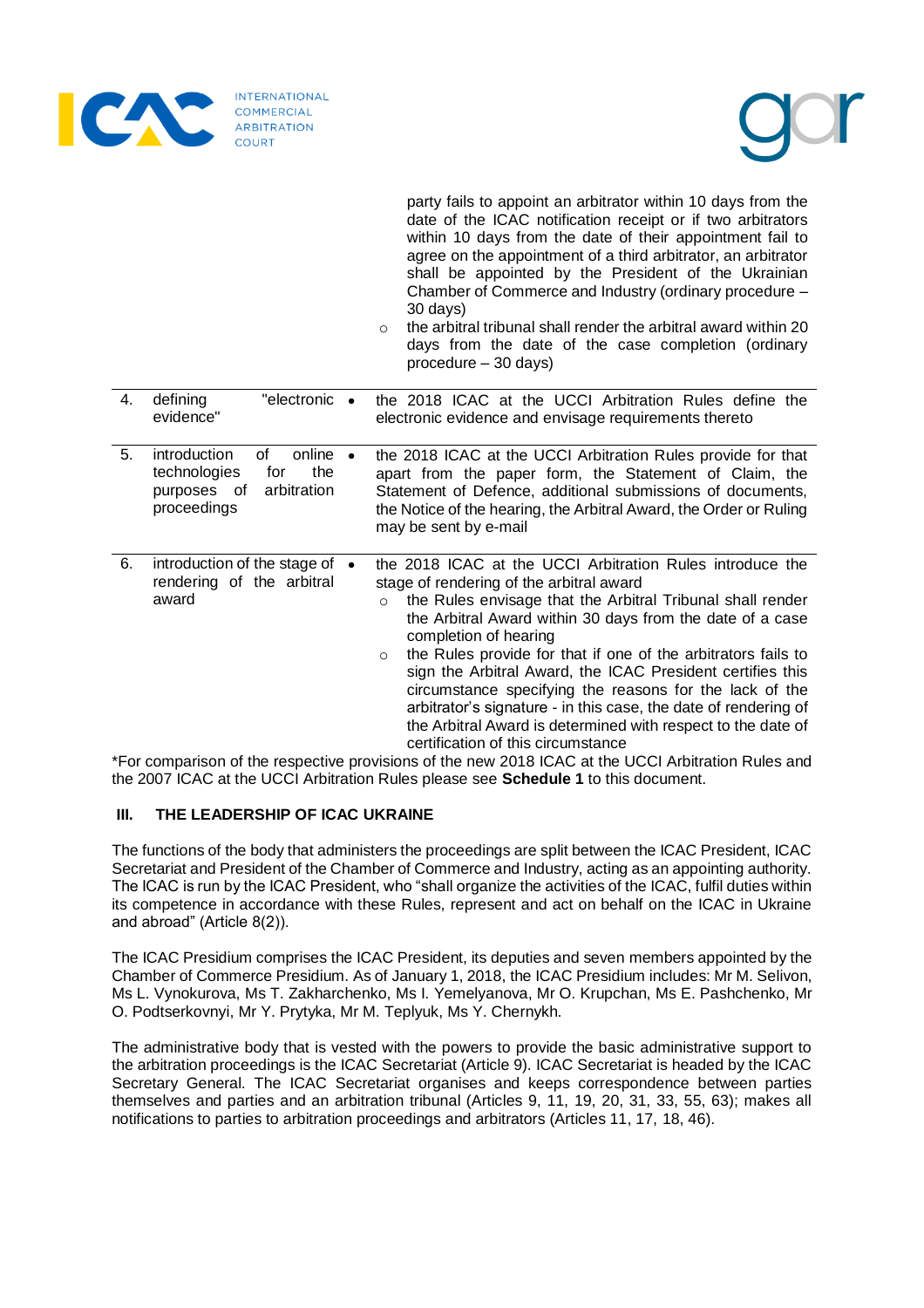| | | |
|---|---|---|
| | | party fails to appoint an arbitrator within 10 days from the date of the ICAC notification receipt or if two arbitrators within 10 days from the date of their appointment fail to agree on the appointment of a third arbitrator, an arbitrator shall be appointed by the President of the Ukrainian Chamber of Commerce and Industry (ordinary procedure – 30 days)<br>◦ the arbitral tribunal shall render the arbitral award within 20 days from the date of the case completion (ordinary procedure – 30 days) |
| 4. | defining "electronic evidence" | • the 2018 ICAC at the UCCI Arbitration Rules define the electronic evidence and envisage requirements thereto |
| 5. | introduction of online technologies for the purposes of arbitration proceedings | • the 2018 ICAC at the UCCI Arbitration Rules provide for that apart from the paper form, the Statement of Claim, the Statement of Defence, additional submissions of documents, the Notice of the hearing, the Arbitral Award, the Order or Ruling may be sent by e-mail |
| 6. | introduction of the stage of rendering of the arbitral award | • the 2018 ICAC at the UCCI Arbitration Rules introduce the stage of rendering of the arbitral award<br>◦ the Rules envisage that the Arbitral Tribunal shall render the Arbitral Award within 30 days from the date of a case completion of hearing<br>◦ the Rules provide for that if one of the arbitrators fails to sign the Arbitral Award, the ICAC President certifies this circumstance specifying the reasons for the lack of the arbitrator's signature - in this case, the date of rendering of the Arbitral Award is determined with respect to the date of certification of this circumstance |

*For comparison of the respective provisions of the new 2018 ICAC at the UCCI Arbitration Rules and the 2007 ICAC at the UCCI Arbitration Rules please see **Schedule 1** to this document.

## III. THE LEADERSHIP OF ICAC UKRAINE

The functions of the body that administers the proceedings are split between the ICAC President, ICAC Secretariat and President of the Chamber of Commerce and Industry, acting as an appointing authority. The ICAC is run by the ICAC President, who "shall organize the activities of the ICAC, fulfil duties within its competence in accordance with these Rules, represent and act on behalf on the ICAC in Ukraine and abroad" (Article 8(2)).

The ICAC Presidium comprises the ICAC President, its deputies and seven members appointed by the Chamber of Commerce Presidium. As of January 1, 2018, the ICAC Presidium includes: Mr M. Selivon, Ms L. Vynokurova, Ms T. Zakharchenko, Ms I. Yemelyanova, Mr O. Krupchan, Ms E. Pashchenko, Mr O. Podtserkovnyi, Mr Y. Prytyka, Mr M. Teplyuk, Ms Y. Chernykh.

The administrative body that is vested with the powers to provide the basic administrative support to the arbitration proceedings is the ICAC Secretariat (Article 9). ICAC Secretariat is headed by the ICAC Secretary General. The ICAC Secretariat organises and keeps correspondence between parties themselves and parties and an arbitration tribunal (Articles 9, 11, 19, 20, 31, 33, 55, 63); makes all notifications to parties to arbitration proceedings and arbitrators (Articles 11, 17, 18, 46).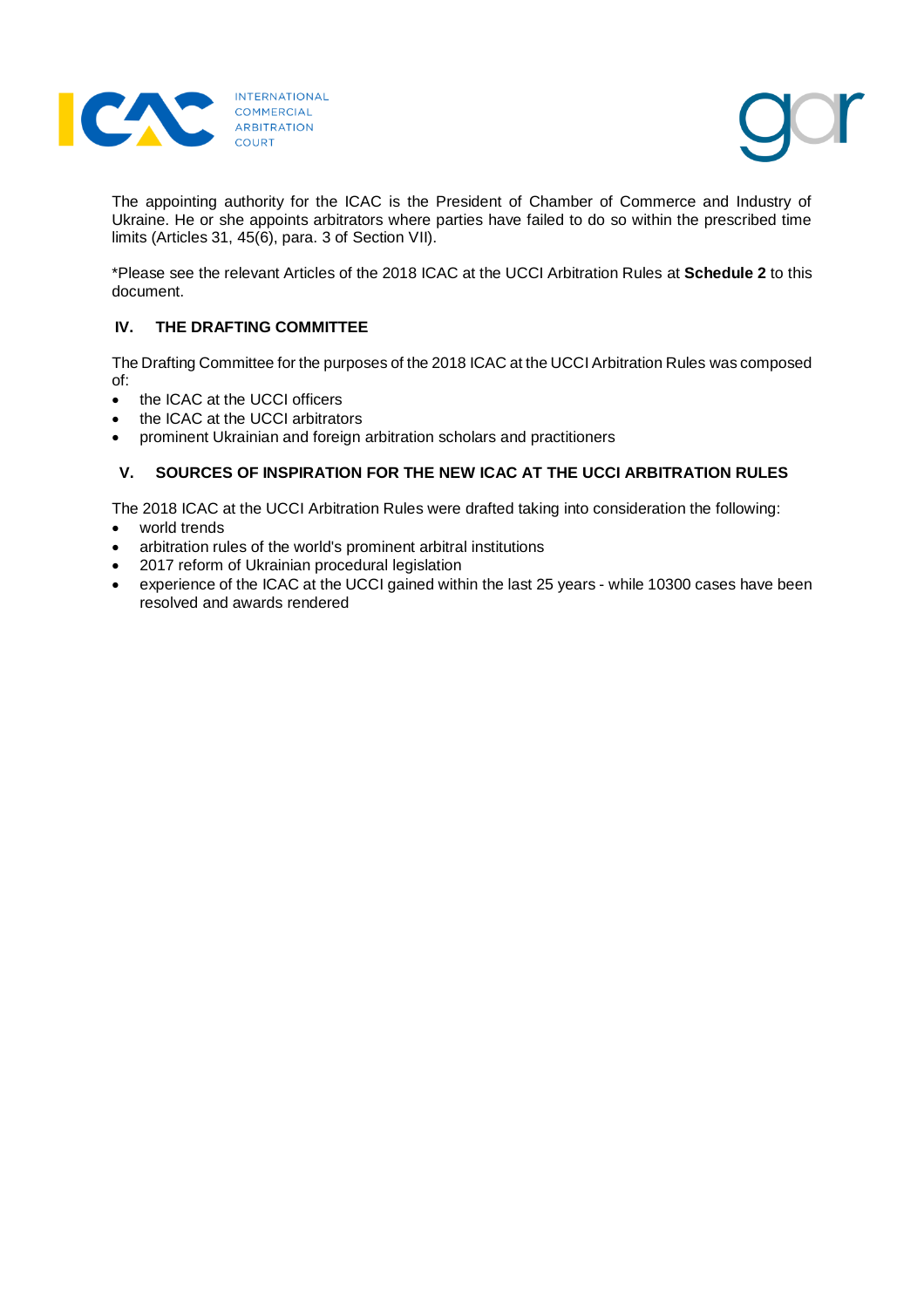The appointing authority for the ICAC is the President of Chamber of Commerce and Industry of Ukraine. He or she appoints arbitrators where parties have failed to do so within the prescribed time limits (Articles 31, 45(6), para. 3 of Section VII).

*Please see the relevant Articles of the 2018 ICAC at the UCCI Arbitration Rules at **Schedule 2** to this document.

## IV. THE DRAFTING COMMITTEE

The Drafting Committee for the purposes of the 2018 ICAC at the UCCI Arbitration Rules was composed of:

- the ICAC at the UCCI officers
- the ICAC at the UCCI arbitrators
- prominent Ukrainian and foreign arbitration scholars and practitioners

## V. SOURCES OF INSPIRATION FOR THE NEW ICAC AT THE UCCI ARBITRATION RULES

The 2018 ICAC at the UCCI Arbitration Rules were drafted taking into consideration the following:

- world trends
- arbitration rules of the world's prominent arbitral institutions
- 2017 reform of Ukrainian procedural legislation
- experience of the ICAC at the UCCI gained within the last 25 years - while 10300 cases have been resolved and awards rendered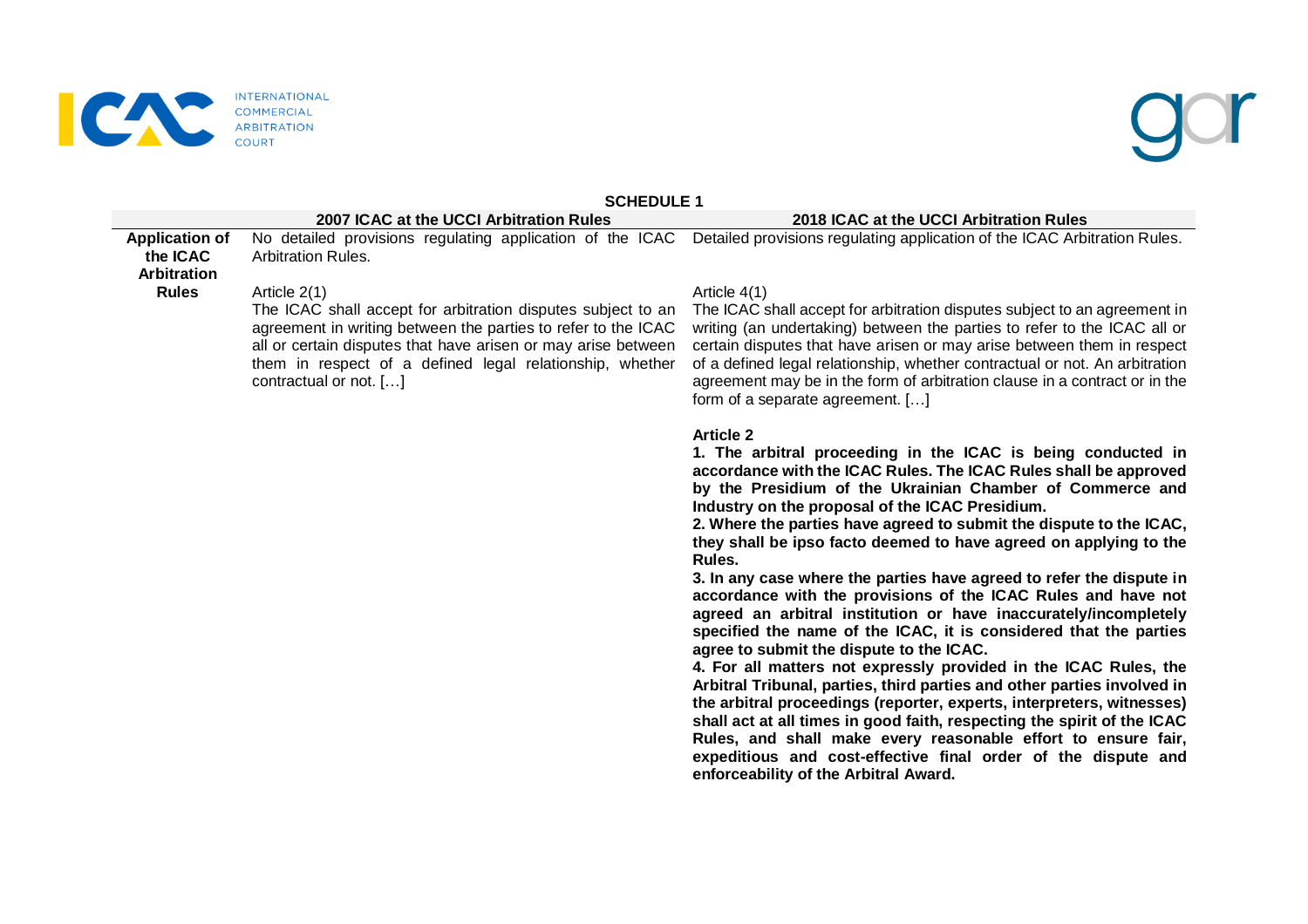**SCHEDULE 1**

| | 2007 ICAC at the UCCI Arbitration Rules | 2018 ICAC at the UCCI Arbitration Rules |
|---|---|---|
| **Application of the ICAC Arbitration Rules** | No detailed provisions regulating application of the ICAC Arbitration Rules.<br><br>Article 2(1)<br>The ICAC shall accept for arbitration disputes subject to an agreement in writing between the parties to refer to the ICAC all or certain disputes that have arisen or may arise between them in respect of a defined legal relationship, whether contractual or not. […] | Detailed provisions regulating application of the ICAC Arbitration Rules.<br><br>Article 4(1)<br>The ICAC shall accept for arbitration disputes subject to an agreement in writing (an undertaking) between the parties to refer to the ICAC all or certain disputes that have arisen or may arise between them in respect of a defined legal relationship, whether contractual or not. An arbitration agreement may be in the form of arbitration clause in a contract or in the form of a separate agreement. […]<br><br>**Article 2**<br>**1. The arbitral proceeding in the ICAC is being conducted in accordance with the ICAC Rules. The ICAC Rules shall be approved by the Presidium of the Ukrainian Chamber of Commerce and Industry on the proposal of the ICAC Presidium.**<br>**2. Where the parties have agreed to submit the dispute to the ICAC, they shall be ipso facto deemed to have agreed on applying to the Rules.**<br>**3. In any case where the parties have agreed to refer the dispute in accordance with the provisions of the ICAC Rules and have not agreed an arbitral institution or have inaccurately/incompletely specified the name of the ICAC, it is considered that the parties agree to submit the dispute to the ICAC.**<br>**4. For all matters not expressly provided in the ICAC Rules, the Arbitral Tribunal, parties, third parties and other parties involved in the arbitral proceedings (reporter, experts, interpreters, witnesses) shall act at all times in good faith, respecting the spirit of the ICAC Rules, and shall make every reasonable effort to ensure fair, expeditious and cost-effective final order of the dispute and enforceability of the Arbitral Award.** |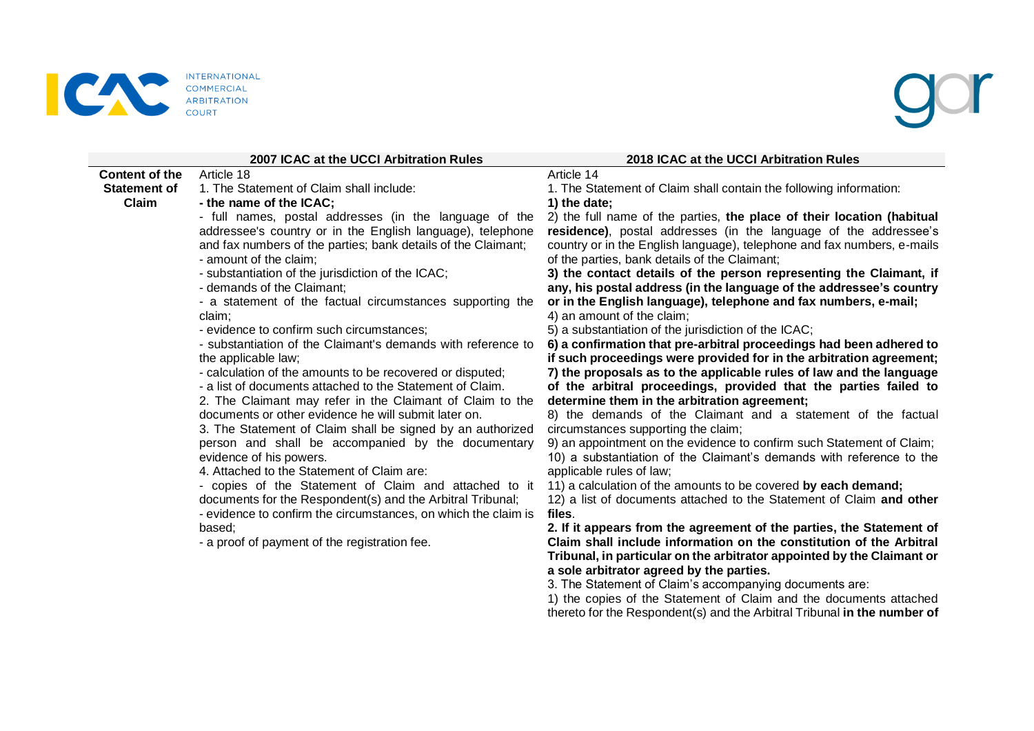| | 2007 ICAC at the UCCI Arbitration Rules | 2018 ICAC at the UCCI Arbitration Rules |
|---|---|---|
| **Content of the Statement of Claim** | Article 18<br>1. The Statement of Claim shall include:<br>**- the name of the ICAC;**<br>- full names, postal addresses (in the language of the addressee's country or in the English language), telephone and fax numbers of the parties; bank details of the Claimant;<br>- amount of the claim;<br>- substantiation of the jurisdiction of the ICAC;<br>- demands of the Claimant;<br>- a statement of the factual circumstances supporting the claim;<br>- evidence to confirm such circumstances;<br>- substantiation of the Claimant's demands with reference to the applicable law;<br>- calculation of the amounts to be recovered or disputed;<br>- a list of documents attached to the Statement of Claim.<br>2. The Claimant may refer in the Claimant of Claim to the documents or other evidence he will submit later on.<br>3. The Statement of Claim shall be signed by an authorized person and shall be accompanied by the documentary evidence of his powers.<br>4. Attached to the Statement of Claim are:<br>- copies of the Statement of Claim and attached to it documents for the Respondent(s) and the Arbitral Tribunal;<br>- evidence to confirm the circumstances, on which the claim is based;<br>- a proof of payment of the registration fee. | Article 14<br>1. The Statement of Claim shall contain the following information:<br>**1) the date;**<br>2) the full name of the parties, **the place of their location (habitual residence)**, postal addresses (in the language of the addressee's country or in the English language), telephone and fax numbers, e-mails of the parties, bank details of the Claimant;<br>**3) the contact details of the person representing the Claimant, if any, his postal address (in the language of the addressee's country or in the English language), telephone and fax numbers, e-mail;**<br>4) an amount of the claim;<br>5) a substantiation of the jurisdiction of the ICAC;<br>**6) a confirmation that pre-arbitral proceedings had been adhered to if such proceedings were provided for in the arbitration agreement;**<br>**7) the proposals as to the applicable rules of law and the language of the arbitral proceedings, provided that the parties failed to determine them in the arbitration agreement;**<br>8) the demands of the Claimant and a statement of the factual circumstances supporting the claim;<br>9) an appointment on the evidence to confirm such Statement of Claim;<br>10) a substantiation of the Claimant's demands with reference to the applicable rules of law;<br>11) a calculation of the amounts to be covered **by each demand;**<br>12) a list of documents attached to the Statement of Claim **and other files**.<br>**2. If it appears from the agreement of the parties, the Statement of Claim shall include information on the constitution of the Arbitral Tribunal, in particular on the arbitrator appointed by the Claimant or a sole arbitrator agreed by the parties.**<br>3. The Statement of Claim's accompanying documents are:<br>1) the copies of the Statement of Claim and the documents attached thereto for the Respondent(s) and the Arbitral Tribunal **in the number of** |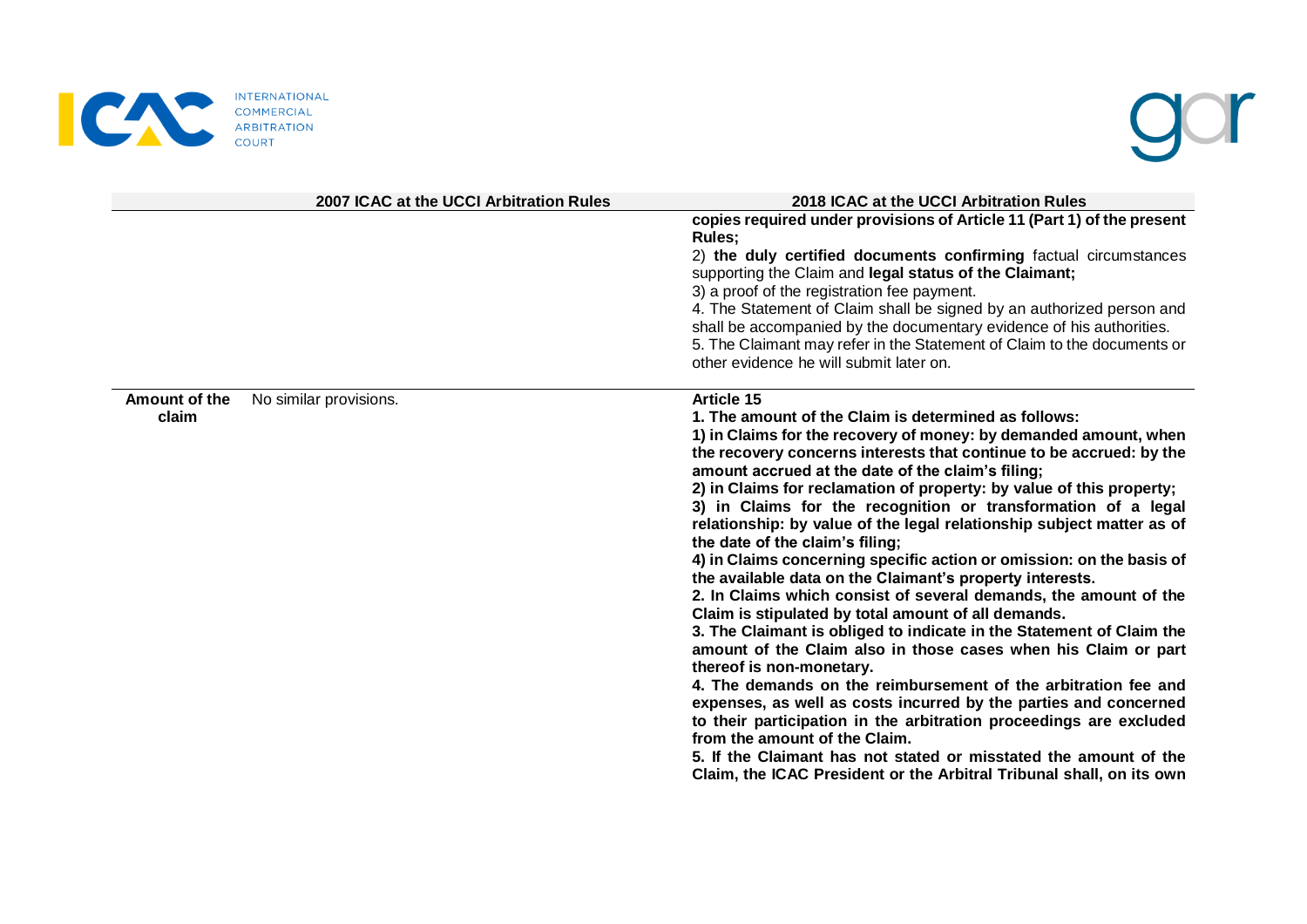| | 2007 ICAC at the UCCI Arbitration Rules | 2018 ICAC at the UCCI Arbitration Rules |
|---|---|---|
| | | **copies required under provisions of Article 11 (Part 1) of the present Rules;**<br>2) **the duly certified documents confirming** factual circumstances supporting the Claim and **legal status of the Claimant;**<br>3) a proof of the registration fee payment.<br>4. The Statement of Claim shall be signed by an authorized person and shall be accompanied by the documentary evidence of his authorities.<br>5. The Claimant may refer in the Statement of Claim to the documents or other evidence he will submit later on. |
| **Amount of the claim** | No similar provisions. | **Article 15**<br>**1. The amount of the Claim is determined as follows:**<br>**1) in Claims for the recovery of money: by demanded amount, when the recovery concerns interests that continue to be accrued: by the amount accrued at the date of the claim's filing;**<br>**2) in Claims for reclamation of property: by value of this property;**<br>**3) in Claims for the recognition or transformation of a legal relationship: by value of the legal relationship subject matter as of the date of the claim's filing;**<br>**4) in Claims concerning specific action or omission: on the basis of the available data on the Claimant's property interests.**<br>**2. In Claims which consist of several demands, the amount of the Claim is stipulated by total amount of all demands.**<br>**3. The Claimant is obliged to indicate in the Statement of Claim the amount of the Claim also in those cases when his Claim or part thereof is non-monetary.**<br>**4. The demands on the reimbursement of the arbitration fee and expenses, as well as costs incurred by the parties and concerned to their participation in the arbitration proceedings are excluded from the amount of the Claim.**<br>**5. If the Claimant has not stated or misstated the amount of the Claim, the ICAC President or the Arbitral Tribunal shall, on its own** |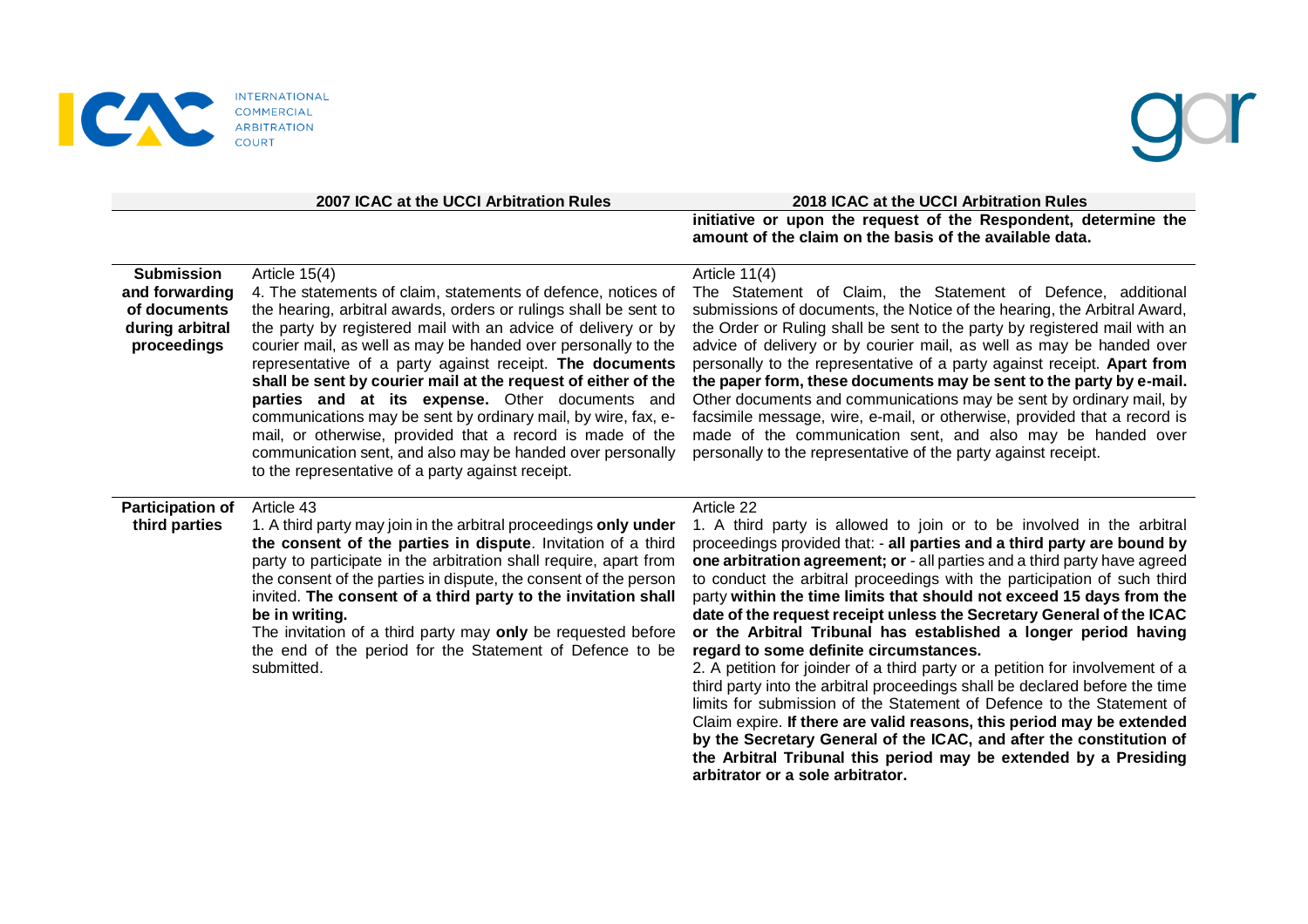| | 2007 ICAC at the UCCI Arbitration Rules | 2018 ICAC at the UCCI Arbitration Rules |
|---|---|---|
| | | **initiative or upon the request of the Respondent, determine the amount of the claim on the basis of the available data.** |
| **Submission and forwarding of documents during arbitral proceedings** | Article 15(4)<br>4. The statements of claim, statements of defence, notices of the hearing, arbitral awards, orders or rulings shall be sent to the party by registered mail with an advice of delivery or by courier mail, as well as may be handed over personally to the representative of a party against receipt. **The documents shall be sent by courier mail at the request of either of the parties and at its expense.** Other documents and communications may be sent by ordinary mail, by wire, fax, e-mail, or otherwise, provided that a record is made of the communication sent, and also may be handed over personally to the representative of a party against receipt. | Article 11(4)<br>The Statement of Claim, the Statement of Defence, additional submissions of documents, the Notice of the hearing, the Arbitral Award, the Order or Ruling shall be sent to the party by registered mail with an advice of delivery or by courier mail, as well as may be handed over personally to the representative of a party against receipt. **Apart from the paper form, these documents may be sent to the party by e-mail.** Other documents and communications may be sent by ordinary mail, by facsimile message, wire, e-mail, or otherwise, provided that a record is made of the communication sent, and also may be handed over personally to the representative of the party against receipt. |
| **Participation of third parties** | Article 43<br>1. A third party may join in the arbitral proceedings **only under the consent of the parties in dispute**. Invitation of a third party to participate in the arbitration shall require, apart from the consent of the parties in dispute, the consent of the person invited. **The consent of a third party to the invitation shall be in writing.**<br>The invitation of a third party may **only** be requested before the end of the period for the Statement of Defence to be submitted. | Article 22<br>1. A third party is allowed to join or to be involved in the arbitral proceedings provided that: - **all parties and a third party are bound by one arbitration agreement; or** - all parties and a third party have agreed to conduct the arbitral proceedings with the participation of such third party **within the time limits that should not exceed 15 days from the date of the request receipt unless the Secretary General of the ICAC or the Arbitral Tribunal has established a longer period having regard to some definite circumstances.**<br>2. A petition for joinder of a third party or a petition for involvement of a third party into the arbitral proceedings shall be declared before the time limits for submission of the Statement of Defence to the Statement of Claim expire. **If there are valid reasons, this period may be extended by the Secretary General of the ICAC, and after the constitution of the Arbitral Tribunal this period may be extended by a Presiding arbitrator or a sole arbitrator.** |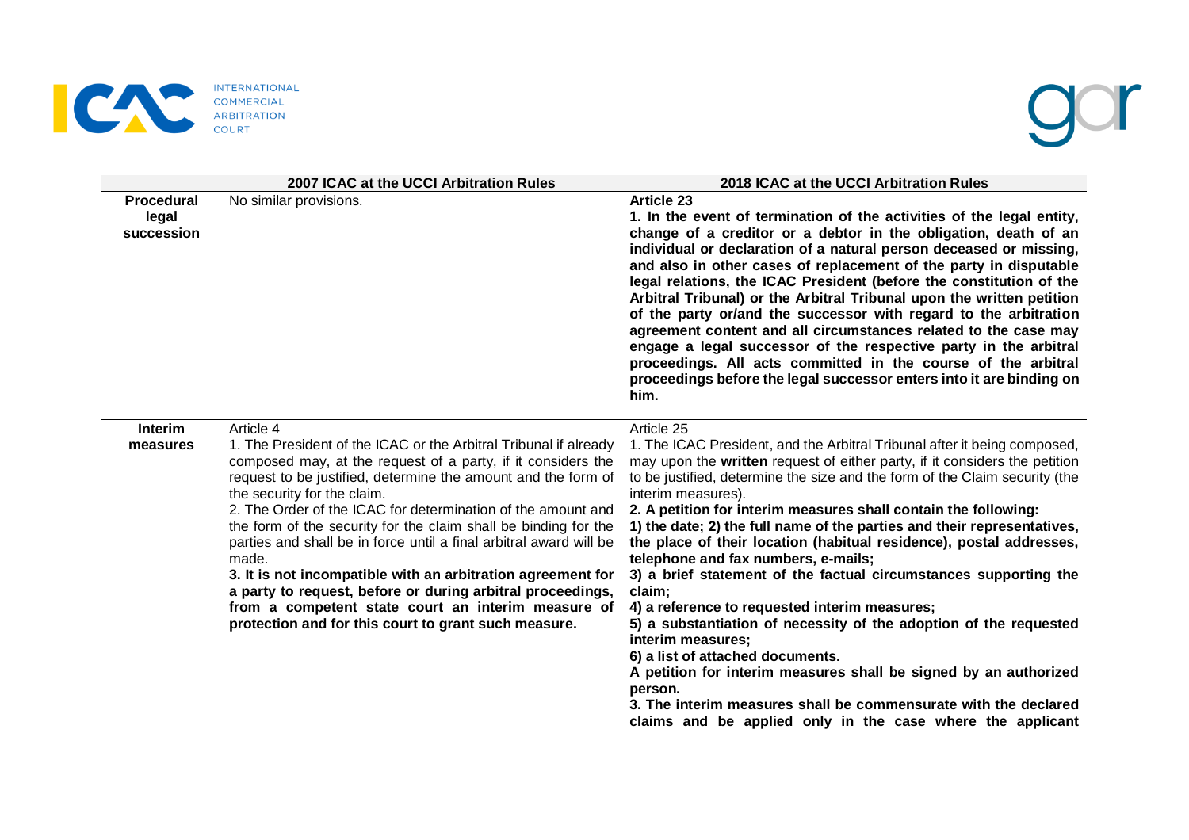| | 2007 ICAC at the UCCI Arbitration Rules | 2018 ICAC at the UCCI Arbitration Rules |
|---|---|---|
| **Procedural legal succession** | No similar provisions. | **Article 23**<br>**1. In the event of termination of the activities of the legal entity, change of a creditor or a debtor in the obligation, death of an individual or declaration of a natural person deceased or missing, and also in other cases of replacement of the party in disputable legal relations, the ICAC President (before the constitution of the Arbitral Tribunal) or the Arbitral Tribunal upon the written petition of the party or/and the successor with regard to the arbitration agreement content and all circumstances related to the case may engage a legal successor of the respective party in the arbitral proceedings. All acts committed in the course of the arbitral proceedings before the legal successor enters into it are binding on him.** |
| **Interim measures** | Article 4<br>1. The President of the ICAC or the Arbitral Tribunal if already composed may, at the request of a party, if it considers the request to be justified, determine the amount and the form of the security for the claim.<br>2. The Order of the ICAC for determination of the amount and the form of the security for the claim shall be binding for the parties and shall be in force until a final arbitral award will be made.<br>**3. It is not incompatible with an arbitration agreement for a party to request, before or during arbitral proceedings, from a competent state court an interim measure of protection and for this court to grant such measure.** | Article 25<br>1. The ICAC President, and the Arbitral Tribunal after it being composed, may upon the **written** request of either party, if it considers the petition to be justified, determine the size and the form of the Claim security (the interim measures).<br>**2. A petition for interim measures shall contain the following:**<br>**1) the date; 2) the full name of the parties and their representatives, the place of their location (habitual residence), postal addresses, telephone and fax numbers, e-mails;**<br>**3) a brief statement of the factual circumstances supporting the claim;**<br>**4) a reference to requested interim measures;**<br>**5) a substantiation of necessity of the adoption of the requested interim measures;**<br>**6) a list of attached documents.**<br>**A petition for interim measures shall be signed by an authorized person.**<br>**3. The interim measures shall be commensurate with the declared claims and be applied only in the case where the applicant** |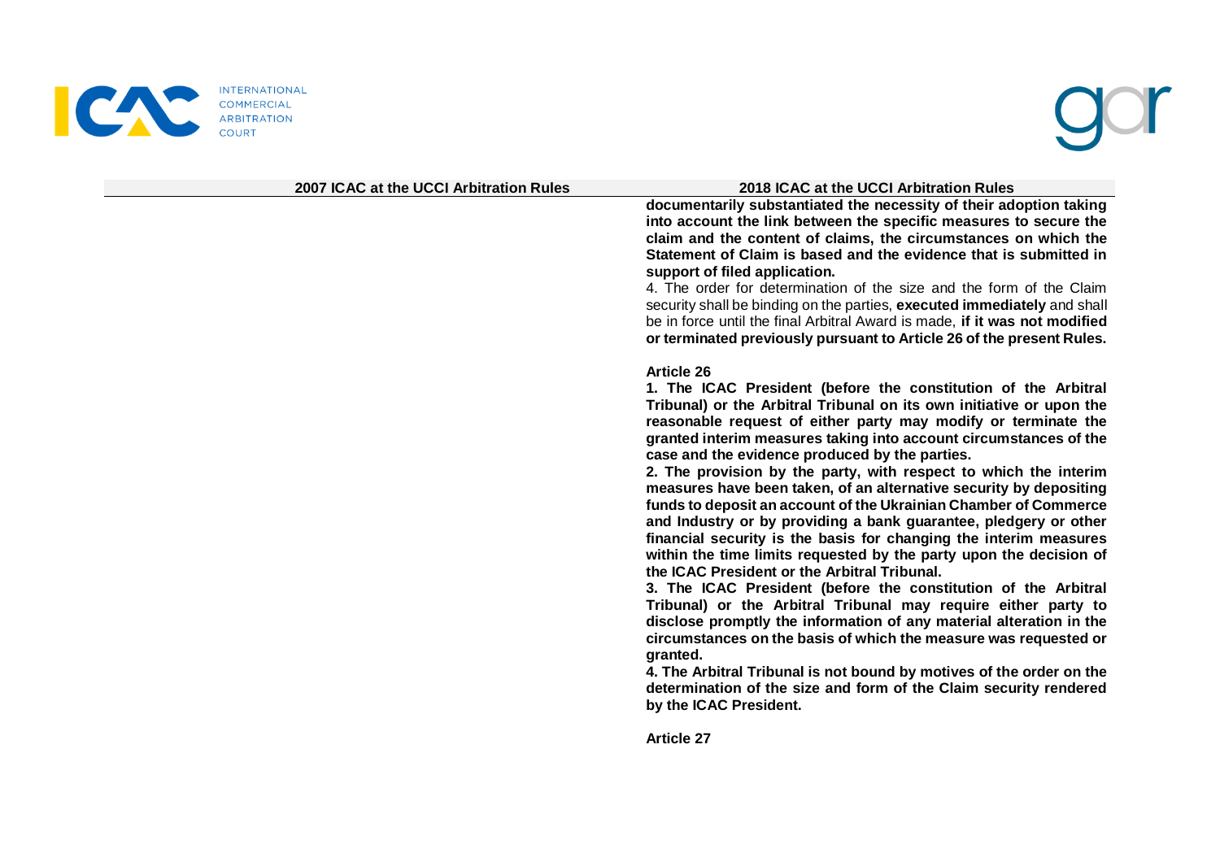| 2007 ICAC at the UCCI Arbitration Rules | 2018 ICAC at the UCCI Arbitration Rules |
| --- | --- |
| | **documentarily substantiated the necessity of their adoption taking into account the link between the specific measures to secure the claim and the content of claims, the circumstances on which the Statement of Claim is based and the evidence that is submitted in support of filed application.**<br>4. The order for determination of the size and the form of the Claim security shall be binding on the parties, **executed immediately** and shall be in force until the final Arbitral Award is made, **if it was not modified or terminated previously pursuant to Article 26 of the present Rules.**<br><br>**Article 26**<br>**1. The ICAC President (before the constitution of the Arbitral Tribunal) or the Arbitral Tribunal on its own initiative or upon the reasonable request of either party may modify or terminate the granted interim measures taking into account circumstances of the case and the evidence produced by the parties.**<br>**2. The provision by the party, with respect to which the interim measures have been taken, of an alternative security by depositing funds to deposit an account of the Ukrainian Chamber of Commerce and Industry or by providing a bank guarantee, pledgery or other financial security is the basis for changing the interim measures within the time limits requested by the party upon the decision of the ICAC President or the Arbitral Tribunal.**<br>**3. The ICAC President (before the constitution of the Arbitral Tribunal) or the Arbitral Tribunal may require either party to disclose promptly the information of any material alteration in the circumstances on the basis of which the measure was requested or granted.**<br>**4. The Arbitral Tribunal is not bound by motives of the order on the determination of the size and form of the Claim security rendered by the ICAC President.**<br><br>**Article 27** |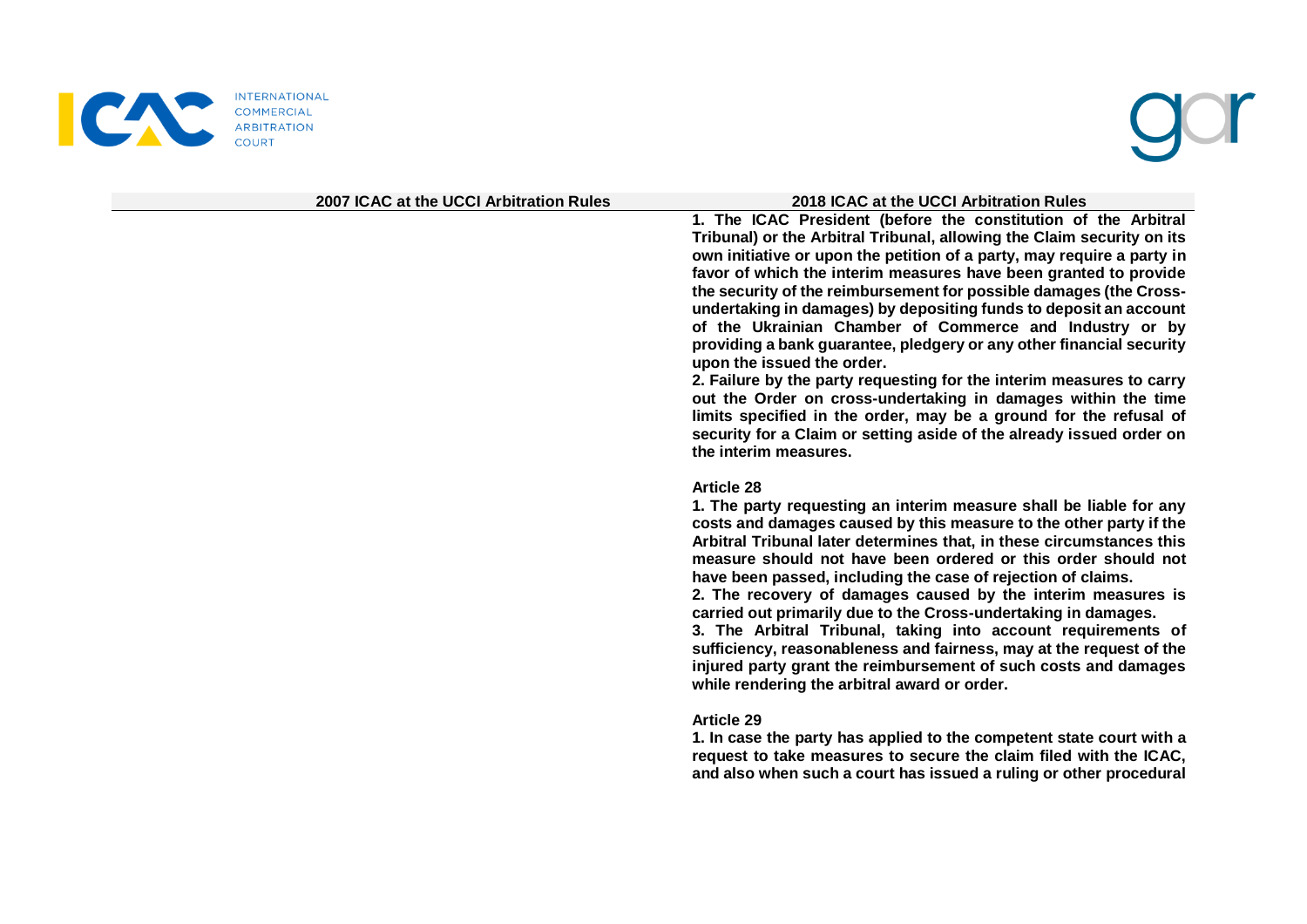| 2007 ICAC at the UCCI Arbitration Rules | 2018 ICAC at the UCCI Arbitration Rules |
|---|---|
| | **1. The ICAC President (before the constitution of the Arbitral Tribunal) or the Arbitral Tribunal, allowing the Claim security on its own initiative or upon the petition of a party, may require a party in favor of which the interim measures have been granted to provide the security of the reimbursement for possible damages (the Cross-undertaking in damages) by depositing funds to deposit an account of the Ukrainian Chamber of Commerce and Industry or by providing a bank guarantee, pledgery or any other financial security upon the issued the order.**<br>**2. Failure by the party requesting for the interim measures to carry out the Order on cross-undertaking in damages within the time limits specified in the order, may be a ground for the refusal of security for a Claim or setting aside of the already issued order on the interim measures.**<br><br>**Article 28**<br>**1. The party requesting an interim measure shall be liable for any costs and damages caused by this measure to the other party if the Arbitral Tribunal later determines that, in these circumstances this measure should not have been ordered or this order should not have been passed, including the case of rejection of claims.**<br>**2. The recovery of damages caused by the interim measures is carried out primarily due to the Cross-undertaking in damages.**<br>**3. The Arbitral Tribunal, taking into account requirements of sufficiency, reasonableness and fairness, may at the request of the injured party grant the reimbursement of such costs and damages while rendering the arbitral award or order.**<br><br>**Article 29**<br>**1. In case the party has applied to the competent state court with a request to take measures to secure the claim filed with the ICAC, and also when such a court has issued a ruling or other procedural** |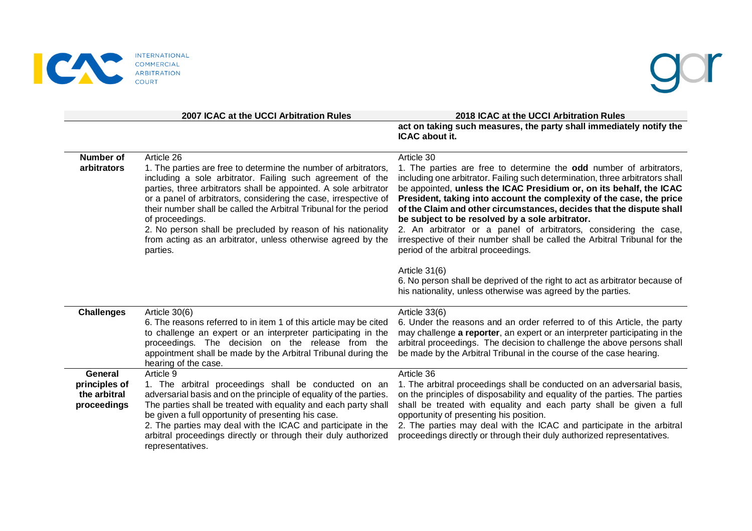| | 2007 ICAC at the UCCI Arbitration Rules | 2018 ICAC at the UCCI Arbitration Rules |
|---|---|---|
| | | **act on taking such measures, the party shall immediately notify the ICAC about it.** |
| **Number of arbitrators** | Article 26<br>1. The parties are free to determine the number of arbitrators, including a sole arbitrator. Failing such agreement of the parties, three arbitrators shall be appointed. A sole arbitrator or a panel of arbitrators, considering the case, irrespective of their number shall be called the Arbitral Tribunal for the period of proceedings.<br>2. No person shall be precluded by reason of his nationality from acting as an arbitrator, unless otherwise agreed by the parties. | Article 30<br>1. The parties are free to determine the **odd** number of arbitrators, including one arbitrator. Failing such determination, three arbitrators shall be appointed, **unless the ICAC Presidium or, on its behalf, the ICAC President, taking into account the complexity of the case, the price of the Claim and other circumstances, decides that the dispute shall be subject to be resolved by a sole arbitrator.**<br>2. An arbitrator or a panel of arbitrators, considering the case, irrespective of their number shall be called the Arbitral Tribunal for the period of the arbitral proceedings.<br><br>Article 31(6)<br>6. No person shall be deprived of the right to act as arbitrator because of his nationality, unless otherwise was agreed by the parties. |
| **Challenges** | Article 30(6)<br>6. The reasons referred to in item 1 of this article may be cited to challenge an expert or an interpreter participating in the proceedings. The decision on the release from the appointment shall be made by the Arbitral Tribunal during the hearing of the case. | Article 33(6)<br>6. Under the reasons and an order referred to of this Article, the party may challenge **a reporter**, an expert or an interpreter participating in the arbitral proceedings. The decision to challenge the above persons shall be made by the Arbitral Tribunal in the course of the case hearing. |
| **General principles of the arbitral proceedings** | Article 9<br>1. The arbitral proceedings shall be conducted on an adversarial basis and on the principle of equality of the parties. The parties shall be treated with equality and each party shall be given a full opportunity of presenting his case.<br>2. The parties may deal with the ICAC and participate in the arbitral proceedings directly or through their duly authorized representatives. | Article 36<br>1. The arbitral proceedings shall be conducted on an adversarial basis, on the principles of disposability and equality of the parties. The parties shall be treated with equality and each party shall be given a full opportunity of presenting his position.<br>2. The parties may deal with the ICAC and participate in the arbitral proceedings directly or through their duly authorized representatives. |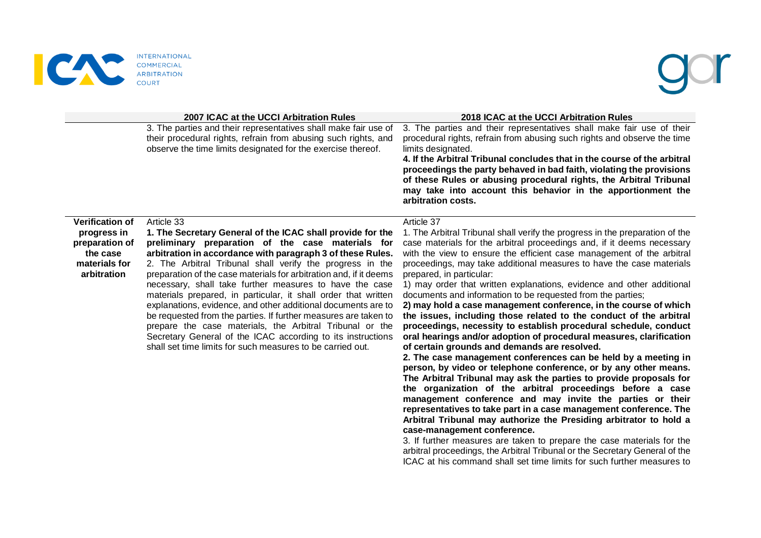| | 2007 ICAC at the UCCI Arbitration Rules | 2018 ICAC at the UCCI Arbitration Rules |
|---|---|---|
| | 3. The parties and their representatives shall make fair use of their procedural rights, refrain from abusing such rights, and observe the time limits designated for the exercise thereof. | 3. The parties and their representatives shall make fair use of their procedural rights, refrain from abusing such rights and observe the time limits designated.<br>**4. If the Arbitral Tribunal concludes that in the course of the arbitral proceedings the party behaved in bad faith, violating the provisions of these Rules or abusing procedural rights, the Arbitral Tribunal may take into account this behavior in the apportionment the arbitration costs.** |
| **Verification of progress in preparation of the case materials for arbitration** | Article 33<br>**1. The Secretary General of the ICAC shall provide for the preliminary preparation of the case materials for arbitration in accordance with paragraph 3 of these Rules.**<br>2. The Arbitral Tribunal shall verify the progress in the preparation of the case materials for arbitration and, if it deems necessary, shall take further measures to have the case materials prepared, in particular, it shall order that written explanations, evidence, and other additional documents are to be requested from the parties. If further measures are taken to prepare the case materials, the Arbitral Tribunal or the Secretary General of the ICAC according to its instructions shall set time limits for such measures to be carried out. | Article 37<br>1. The Arbitral Tribunal shall verify the progress in the preparation of the case materials for the arbitral proceedings and, if it deems necessary with the view to ensure the efficient case management of the arbitral proceedings, may take additional measures to have the case materials prepared, in particular:<br>1) may order that written explanations, evidence and other additional documents and information to be requested from the parties;<br>**2) may hold a case management conference, in the course of which the issues, including those related to the conduct of the arbitral proceedings, necessity to establish procedural schedule, conduct oral hearings and/or adoption of procedural measures, clarification of certain grounds and demands are resolved.**<br>**2. The case management conferences can be held by a meeting in person, by video or telephone conference, or by any other means. The Arbitral Tribunal may ask the parties to provide proposals for the organization of the arbitral proceedings before a case management conference and may invite the parties or their representatives to take part in a case management conference. The Arbitral Tribunal may authorize the Presiding arbitrator to hold a case-management conference.**<br>3. If further measures are taken to prepare the case materials for the arbitral proceedings, the Arbitral Tribunal or the Secretary General of the ICAC at his command shall set time limits for such further measures to |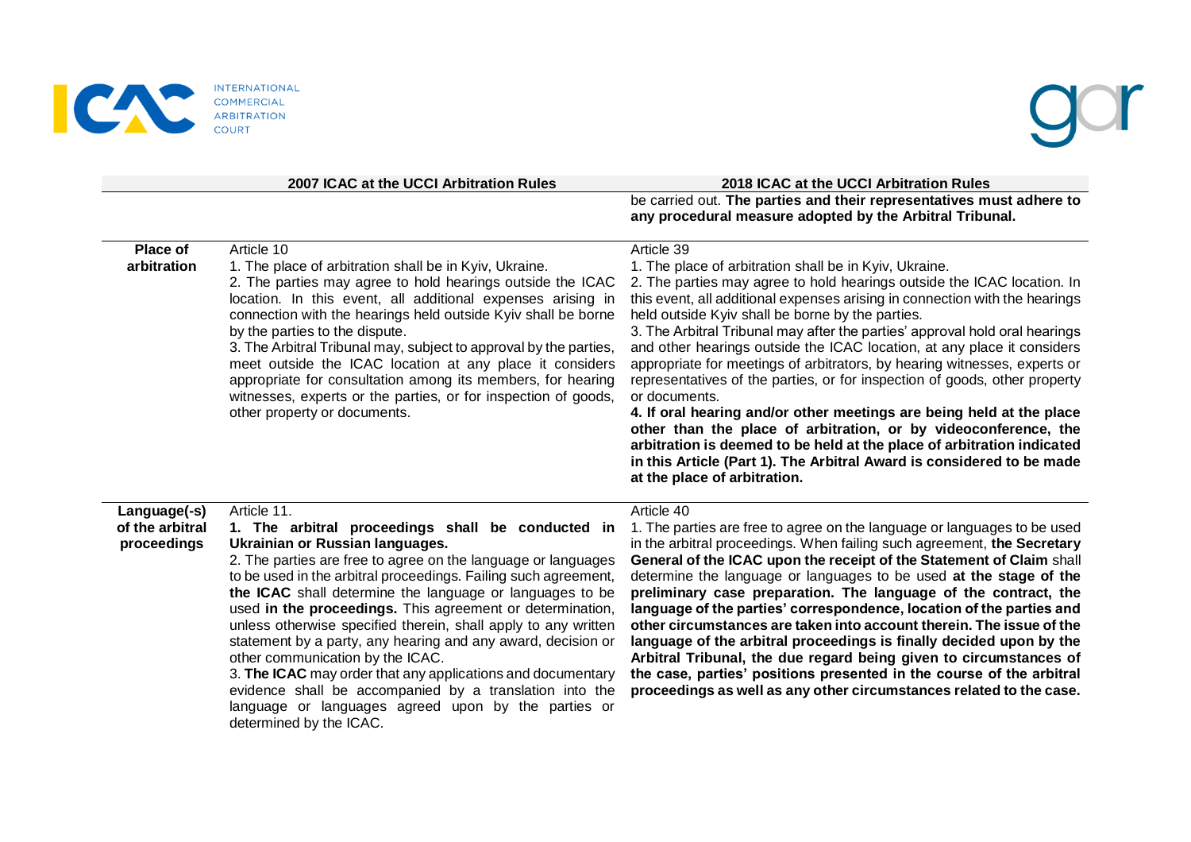| | 2007 ICAC at the UCCI Arbitration Rules | 2018 ICAC at the UCCI Arbitration Rules |
|---|---|---|
| | | be carried out. **The parties and their representatives must adhere to any procedural measure adopted by the Arbitral Tribunal.** |
| **Place of arbitration** | Article 10<br>1. The place of arbitration shall be in Kyiv, Ukraine.<br>2. The parties may agree to hold hearings outside the ICAC location. In this event, all additional expenses arising in connection with the hearings held outside Kyiv shall be borne by the parties to the dispute.<br>3. The Arbitral Tribunal may, subject to approval by the parties, meet outside the ICAC location at any place it considers appropriate for consultation among its members, for hearing witnesses, experts or the parties, or for inspection of goods, other property or documents. | Article 39<br>1. The place of arbitration shall be in Kyiv, Ukraine.<br>2. The parties may agree to hold hearings outside the ICAC location. In this event, all additional expenses arising in connection with the hearings held outside Kyiv shall be borne by the parties.<br>3. The Arbitral Tribunal may after the parties' approval hold oral hearings and other hearings outside the ICAC location, at any place it considers appropriate for meetings of arbitrators, by hearing witnesses, experts or representatives of the parties, or for inspection of goods, other property or documents.<br>**4. If oral hearing and/or other meetings are being held at the place other than the place of arbitration, or by videoconference, the arbitration is deemed to be held at the place of arbitration indicated in this Article (Part 1). The Arbitral Award is considered to be made at the place of arbitration.** |
| **Language(-s) of the arbitral proceedings** | Article 11.<br>**1. The arbitral proceedings shall be conducted in Ukrainian or Russian languages.**<br>2. The parties are free to agree on the language or languages to be used in the arbitral proceedings. Failing such agreement, **the ICAC** shall determine the language or languages to be used **in the proceedings.** This agreement or determination, unless otherwise specified therein, shall apply to any written statement by a party, any hearing and any award, decision or other communication by the ICAC.<br>3. **The ICAC** may order that any applications and documentary evidence shall be accompanied by a translation into the language or languages agreed upon by the parties or determined by the ICAC. | Article 40<br>1. The parties are free to agree on the language or languages to be used in the arbitral proceedings. When failing such agreement, **the Secretary General of the ICAC upon the receipt of the Statement of Claim** shall determine the language or languages to be used **at the stage of the preliminary case preparation. The language of the contract, the language of the parties' correspondence, location of the parties and other circumstances are taken into account therein. The issue of the language of the arbitral proceedings is finally decided upon by the Arbitral Tribunal, the due regard being given to circumstances of the case, parties' positions presented in the course of the arbitral proceedings as well as any other circumstances related to the case.** |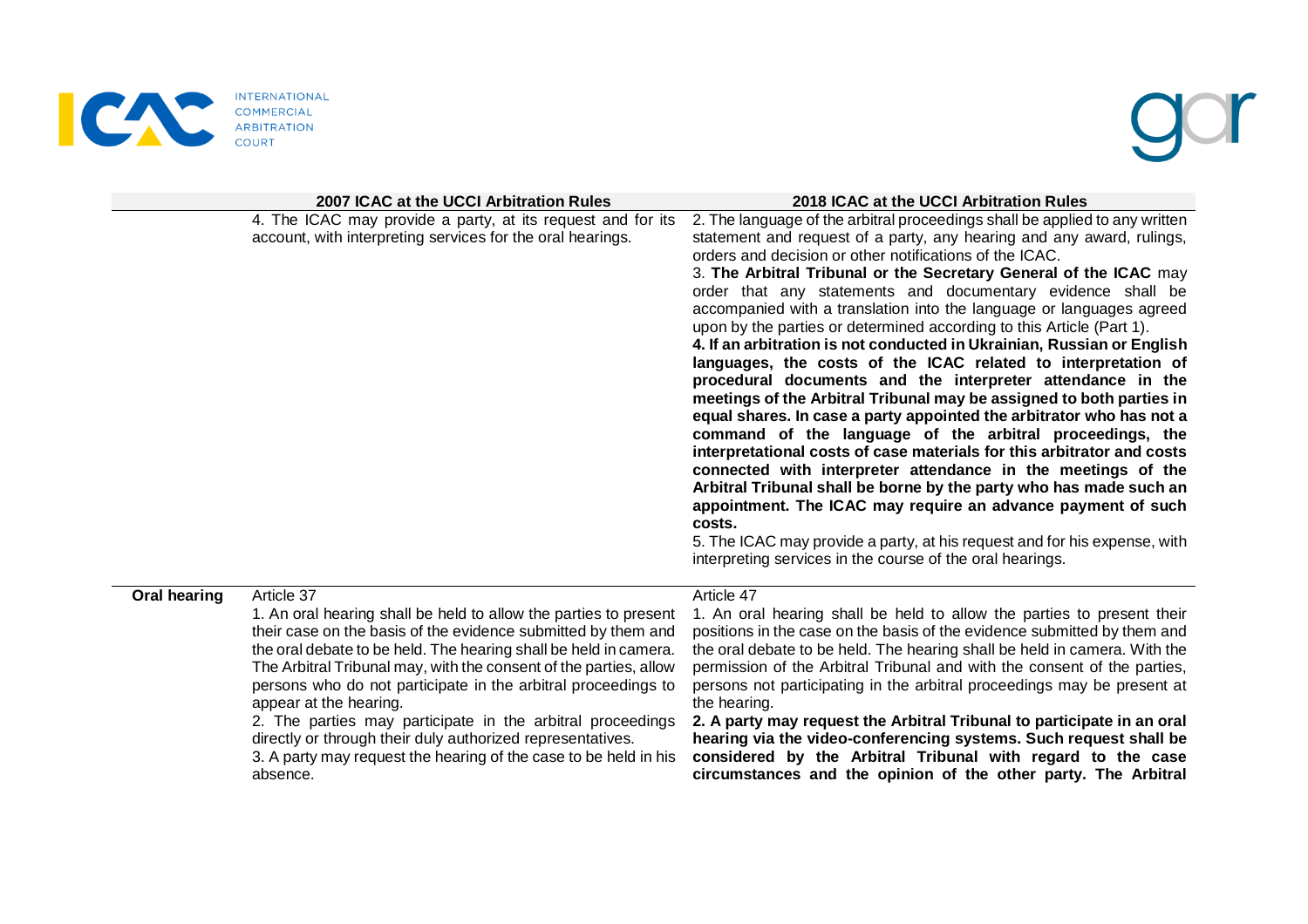| | 2007 ICAC at the UCCI Arbitration Rules | 2018 ICAC at the UCCI Arbitration Rules |
|---|---|---|
| | 4. The ICAC may provide a party, at its request and for its account, with interpreting services for the oral hearings. | 2. The language of the arbitral proceedings shall be applied to any written statement and request of a party, any hearing and any award, rulings, orders and decision or other notifications of the ICAC.<br>3. **The Arbitral Tribunal or the Secretary General of the ICAC** may order that any statements and documentary evidence shall be accompanied with a translation into the language or languages agreed upon by the parties or determined according to this Article (Part 1).<br>**4. If an arbitration is not conducted in Ukrainian, Russian or English languages, the costs of the ICAC related to interpretation of procedural documents and the interpreter attendance in the meetings of the Arbitral Tribunal may be assigned to both parties in equal shares. In case a party appointed the arbitrator who has not a command of the language of the arbitral proceedings, the interpretational costs of case materials for this arbitrator and costs connected with interpreter attendance in the meetings of the Arbitral Tribunal shall be borne by the party who has made such an appointment. The ICAC may require an advance payment of such costs.**<br>5. The ICAC may provide a party, at his request and for his expense, with interpreting services in the course of the oral hearings. |
| **Oral hearing** | Article 37<br>1. An oral hearing shall be held to allow the parties to present their case on the basis of the evidence submitted by them and the oral debate to be held. The hearing shall be held in camera. The Arbitral Tribunal may, with the consent of the parties, allow persons who do not participate in the arbitral proceedings to appear at the hearing.<br>2. The parties may participate in the arbitral proceedings directly or through their duly authorized representatives.<br>3. A party may request the hearing of the case to be held in his absence. | Article 47<br>1. An oral hearing shall be held to allow the parties to present their positions in the case on the basis of the evidence submitted by them and the oral debate to be held. The hearing shall be held in camera. With the permission of the Arbitral Tribunal and with the consent of the parties, persons not participating in the arbitral proceedings may be present at the hearing.<br>**2. A party may request the Arbitral Tribunal to participate in an oral hearing via the video-conferencing systems. Such request shall be considered by the Arbitral Tribunal with regard to the case circumstances and the opinion of the other party. The Arbitral** |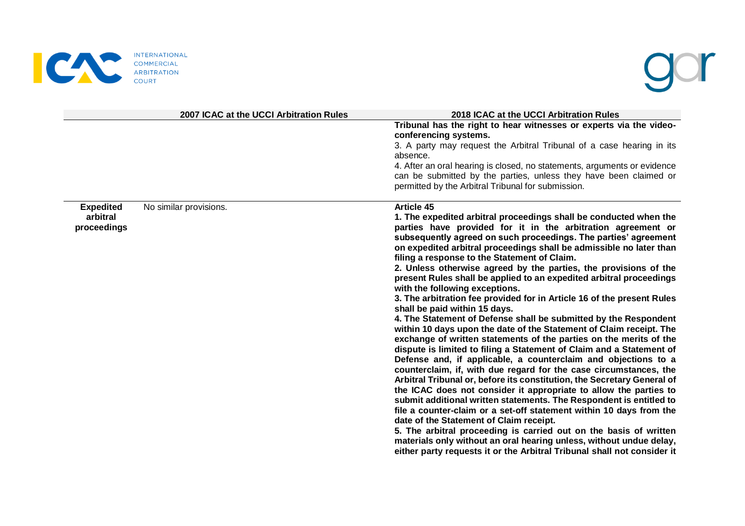| | 2007 ICAC at the UCCI Arbitration Rules | 2018 ICAC at the UCCI Arbitration Rules |
|---|---|---|
| | | **Tribunal has the right to hear witnesses or experts via the video-conferencing systems.**<br>3. A party may request the Arbitral Tribunal of a case hearing in its absence.<br>4. After an oral hearing is closed, no statements, arguments or evidence can be submitted by the parties, unless they have been claimed or permitted by the Arbitral Tribunal for submission. |
| **Expedited arbitral proceedings** | No similar provisions. | **Article 45**<br>**1. The expedited arbitral proceedings shall be conducted when the parties have provided for it in the arbitration agreement or subsequently agreed on such proceedings. The parties' agreement on expedited arbitral proceedings shall be admissible no later than filing a response to the Statement of Claim.**<br>**2. Unless otherwise agreed by the parties, the provisions of the present Rules shall be applied to an expedited arbitral proceedings with the following exceptions.**<br>**3. The arbitration fee provided for in Article 16 of the present Rules shall be paid within 15 days.**<br>**4. The Statement of Defense shall be submitted by the Respondent within 10 days upon the date of the Statement of Claim receipt. The exchange of written statements of the parties on the merits of the dispute is limited to filing a Statement of Claim and a Statement of Defense and, if applicable, a counterclaim and objections to a counterclaim, if, with due regard for the case circumstances, the Arbitral Tribunal or, before its constitution, the Secretary General of the ICAC does not consider it appropriate to allow the parties to submit additional written statements. The Respondent is entitled to file a counter-claim or a set-off statement within 10 days from the date of the Statement of Claim receipt.**<br>**5. The arbitral proceeding is carried out on the basis of written materials only without an oral hearing unless, without undue delay, either party requests it or the Arbitral Tribunal shall not consider it** |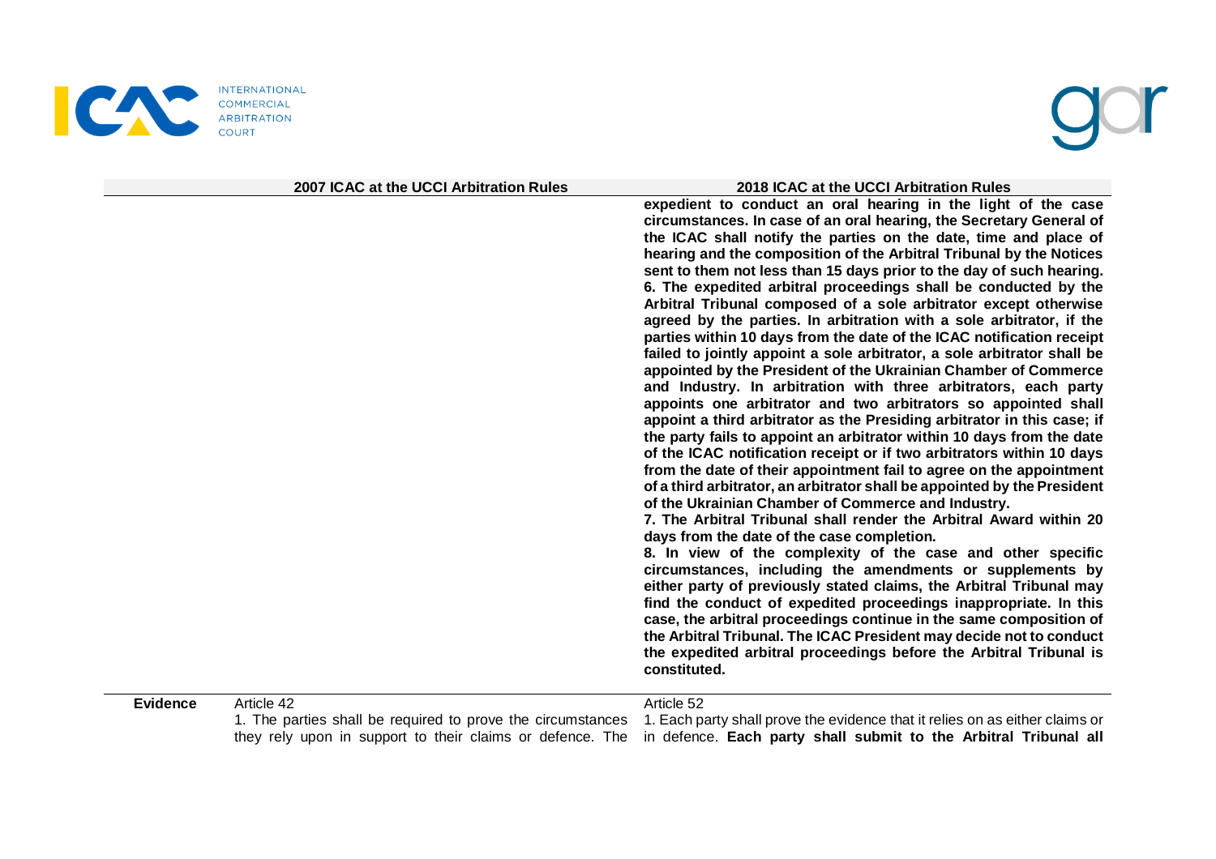| | 2007 ICAC at the UCCI Arbitration Rules | 2018 ICAC at the UCCI Arbitration Rules |
|---|---|---|
| | | **expedient to conduct an oral hearing in the light of the case circumstances. In case of an oral hearing, the Secretary General of the ICAC shall notify the parties on the date, time and place of hearing and the composition of the Arbitral Tribunal by the Notices sent to them not less than 15 days prior to the day of such hearing.**<br>**6. The expedited arbitral proceedings shall be conducted by the Arbitral Tribunal composed of a sole arbitrator except otherwise agreed by the parties. In arbitration with a sole arbitrator, if the parties within 10 days from the date of the ICAC notification receipt failed to jointly appoint a sole arbitrator, a sole arbitrator shall be appointed by the President of the Ukrainian Chamber of Commerce and Industry. In arbitration with three arbitrators, each party appoints one arbitrator and two arbitrators so appointed shall appoint a third arbitrator as the Presiding arbitrator in this case; if the party fails to appoint an arbitrator within 10 days from the date of the ICAC notification receipt or if two arbitrators within 10 days from the date of their appointment fail to agree on the appointment of a third arbitrator, an arbitrator shall be appointed by the President of the Ukrainian Chamber of Commerce and Industry.**<br>**7. The Arbitral Tribunal shall render the Arbitral Award within 20 days from the date of the case completion.**<br>**8. In view of the complexity of the case and other specific circumstances, including the amendments or supplements by either party of previously stated claims, the Arbitral Tribunal may find the conduct of expedited proceedings inappropriate. In this case, the arbitral proceedings continue in the same composition of the Arbitral Tribunal. The ICAC President may decide not to conduct the expedited arbitral proceedings before the Arbitral Tribunal is constituted.** |
| **Evidence** | Article 42<br>1. The parties shall be required to prove the circumstances they rely upon in support to their claims or defence. The | Article 52<br>1. Each party shall prove the evidence that it relies on as either claims or in defence. **Each party shall submit to the Arbitral Tribunal all** |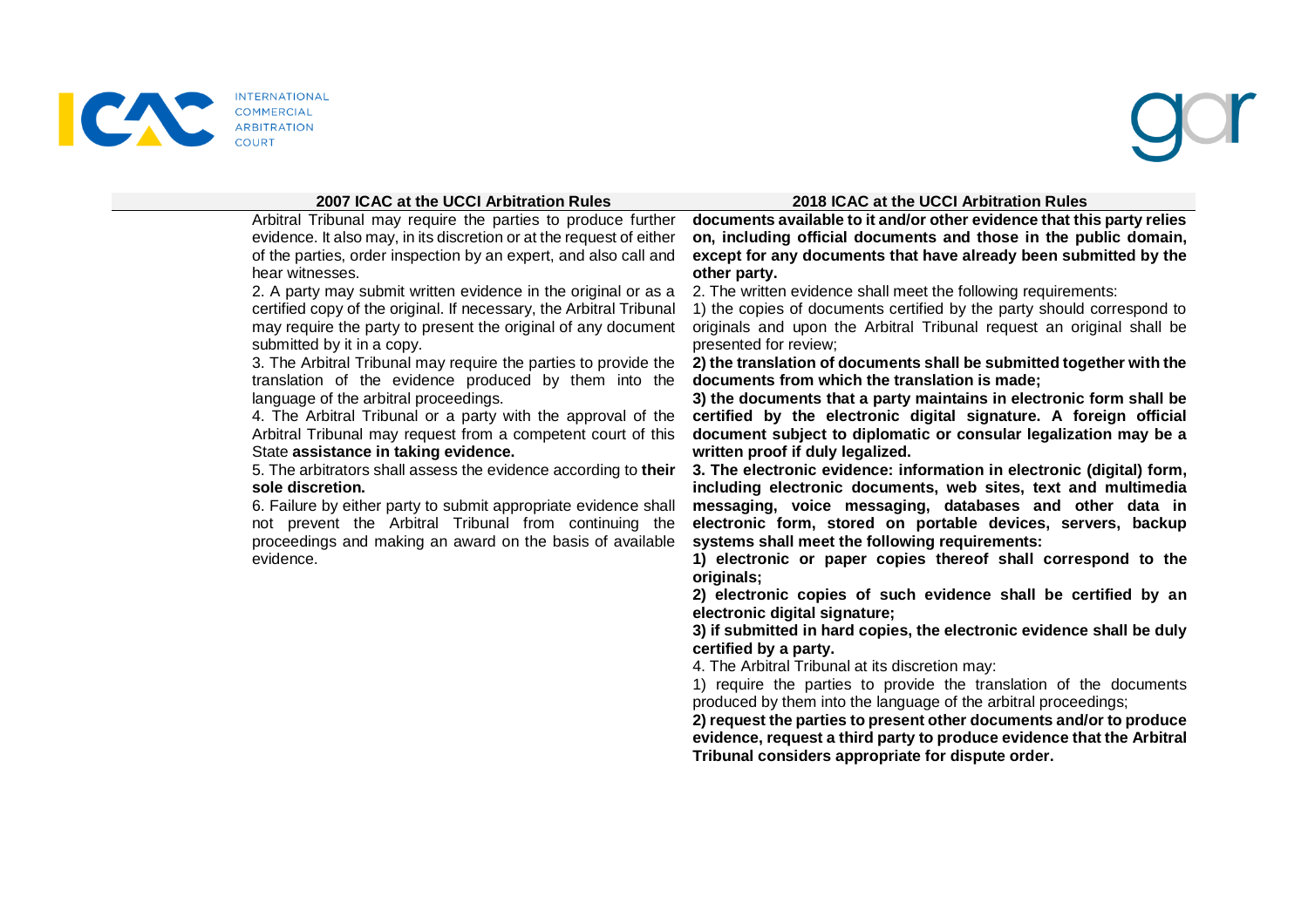| 2007 ICAC at the UCCI Arbitration Rules | 2018 ICAC at the UCCI Arbitration Rules |
|---|---|
| Arbitral Tribunal may require the parties to produce further evidence. It also may, in its discretion or at the request of either of the parties, order inspection by an expert, and also call and hear witnesses.<br>2. A party may submit written evidence in the original or as a certified copy of the original. If necessary, the Arbitral Tribunal may require the party to present the original of any document submitted by it in a copy.<br>3. The Arbitral Tribunal may require the parties to provide the translation of the evidence produced by them into the language of the arbitral proceedings.<br>4. The Arbitral Tribunal or a party with the approval of the Arbitral Tribunal may request from a competent court of this State **assistance in taking evidence.**<br>5. The arbitrators shall assess the evidence according to **their sole discretion.**<br>6. Failure by either party to submit appropriate evidence shall not prevent the Arbitral Tribunal from continuing the proceedings and making an award on the basis of available evidence. | **documents available to it and/or other evidence that this party relies on, including official documents and those in the public domain, except for any documents that have already been submitted by the other party.**<br>2. The written evidence shall meet the following requirements:<br>1) the copies of documents certified by the party should correspond to originals and upon the Arbitral Tribunal request an original shall be presented for review;<br>**2) the translation of documents shall be submitted together with the documents from which the translation is made;**<br>**3) the documents that a party maintains in electronic form shall be certified by the electronic digital signature. A foreign official document subject to diplomatic or consular legalization may be a written proof if duly legalized.**<br>**3. The electronic evidence: information in electronic (digital) form, including electronic documents, web sites, text and multimedia messaging, voice messaging, databases and other data in electronic form, stored on portable devices, servers, backup systems shall meet the following requirements:**<br>**1) electronic or paper copies thereof shall correspond to the originals;**<br>**2) electronic copies of such evidence shall be certified by an electronic digital signature;**<br>**3) if submitted in hard copies, the electronic evidence shall be duly certified by a party.**<br>4. The Arbitral Tribunal at its discretion may:<br>1) require the parties to provide the translation of the documents produced by them into the language of the arbitral proceedings;<br>**2) request the parties to present other documents and/or to produce evidence, request a third party to produce evidence that the Arbitral Tribunal considers appropriate for dispute order.** |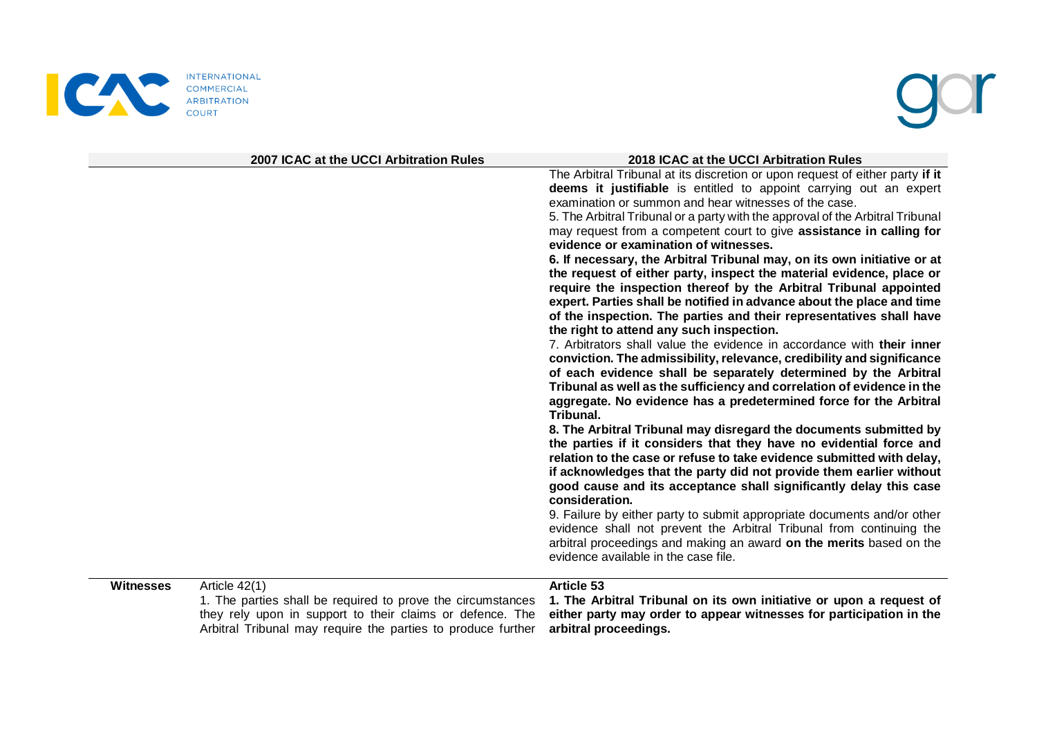| | 2007 ICAC at the UCCI Arbitration Rules | 2018 ICAC at the UCCI Arbitration Rules |
|---|---|---|
| | | The Arbitral Tribunal at its discretion or upon request of either party **if it deems it justifiable** is entitled to appoint carrying out an expert examination or summon and hear witnesses of the case.<br>5. The Arbitral Tribunal or a party with the approval of the Arbitral Tribunal may request from a competent court to give **assistance in calling for evidence or examination of witnesses.**<br>**6. If necessary, the Arbitral Tribunal may, on its own initiative or at the request of either party, inspect the material evidence, place or require the inspection thereof by the Arbitral Tribunal appointed expert. Parties shall be notified in advance about the place and time of the inspection. The parties and their representatives shall have the right to attend any such inspection.**<br>7. Arbitrators shall value the evidence in accordance with **their inner conviction. The admissibility, relevance, credibility and significance of each evidence shall be separately determined by the Arbitral Tribunal as well as the sufficiency and correlation of evidence in the aggregate. No evidence has a predetermined force for the Arbitral Tribunal.**<br>**8. The Arbitral Tribunal may disregard the documents submitted by the parties if it considers that they have no evidential force and relation to the case or refuse to take evidence submitted with delay, if acknowledges that the party did not provide them earlier without good cause and its acceptance shall significantly delay this case consideration.**<br>9. Failure by either party to submit appropriate documents and/or other evidence shall not prevent the Arbitral Tribunal from continuing the arbitral proceedings and making an award **on the merits** based on the evidence available in the case file. |
| **Witnesses** | Article 42(1)<br>1. The parties shall be required to prove the circumstances they rely upon in support to their claims or defence. The Arbitral Tribunal may require the parties to produce further | **Article 53**<br>**1. The Arbitral Tribunal on its own initiative or upon a request of either party may order to appear witnesses for participation in the arbitral proceedings.** |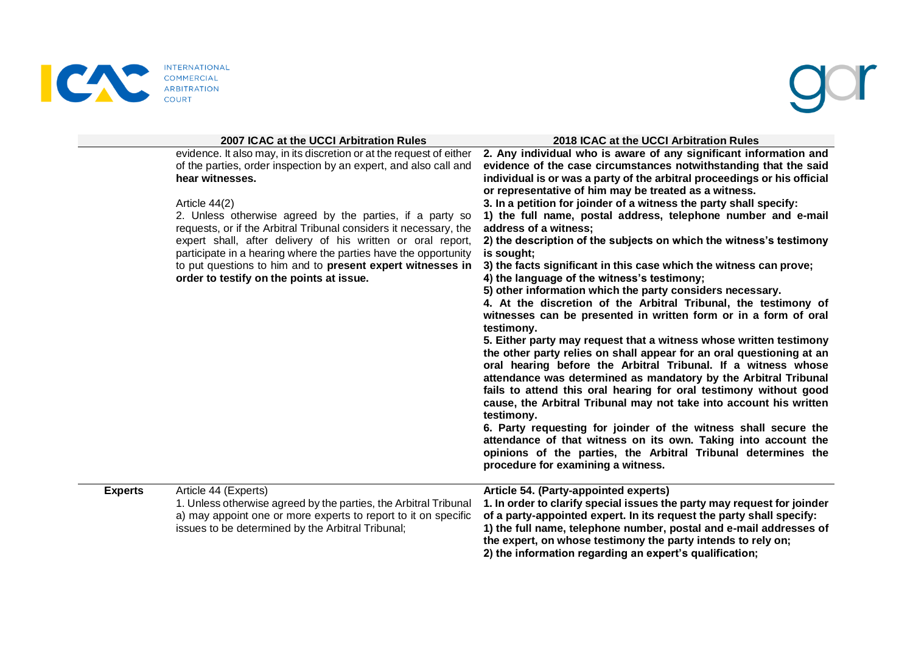| | 2007 ICAC at the UCCI Arbitration Rules | 2018 ICAC at the UCCI Arbitration Rules |
|---|---|---|
| | evidence. It also may, in its discretion or at the request of either of the parties, order inspection by an expert, and also call and **hear witnesses.**<br><br>Article 44(2)<br>2. Unless otherwise agreed by the parties, if a party so requests, or if the Arbitral Tribunal considers it necessary, the expert shall, after delivery of his written or oral report, participate in a hearing where the parties have the opportunity to put questions to him and to **present expert witnesses in order to testify on the points at issue.** | **2. Any individual who is aware of any significant information and evidence of the case circumstances notwithstanding that the said individual is or was a party of the arbitral proceedings or his official or representative of him may be treated as a witness.**<br>**3. In a petition for joinder of a witness the party shall specify:**<br>**1) the full name, postal address, telephone number and e-mail address of a witness;**<br>**2) the description of the subjects on which the witness's testimony is sought;**<br>**3) the facts significant in this case which the witness can prove;**<br>**4) the language of the witness's testimony;**<br>**5) other information which the party considers necessary.**<br>**4. At the discretion of the Arbitral Tribunal, the testimony of witnesses can be presented in written form or in a form of oral testimony.**<br>**5. Either party may request that a witness whose written testimony the other party relies on shall appear for an oral questioning at an oral hearing before the Arbitral Tribunal. If a witness whose attendance was determined as mandatory by the Arbitral Tribunal fails to attend this oral hearing for oral testimony without good cause, the Arbitral Tribunal may not take into account his written testimony.**<br>**6. Party requesting for joinder of the witness shall secure the attendance of that witness on its own. Taking into account the opinions of the parties, the Arbitral Tribunal determines the procedure for examining a witness.** |
| **Experts** | Article 44 (Experts)<br>1. Unless otherwise agreed by the parties, the Arbitral Tribunal<br>a) may appoint one or more experts to report to it on specific issues to be determined by the Arbitral Tribunal; | **Article 54. (Party-appointed experts)**<br>**1. In order to clarify special issues the party may request for joinder of a party-appointed expert. In its request the party shall specify:**<br>**1) the full name, telephone number, postal and e-mail addresses of the expert, on whose testimony the party intends to rely on;**<br>**2) the information regarding an expert's qualification;** |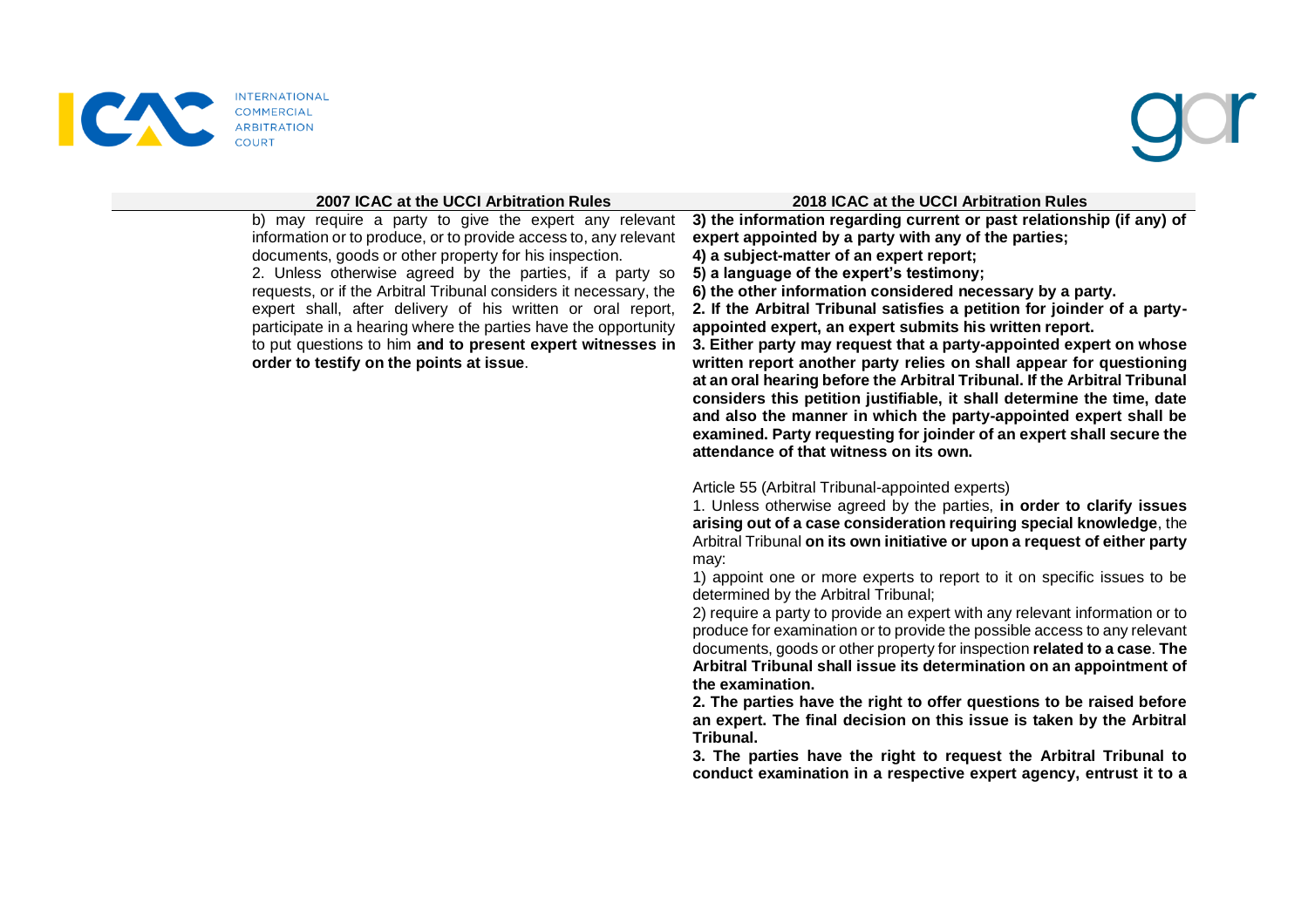| 2007 ICAC at the UCCI Arbitration Rules | 2018 ICAC at the UCCI Arbitration Rules |
|---|---|
| b) may require a party to give the expert any relevant information or to produce, or to provide access to, any relevant documents, goods or other property for his inspection.<br>2. Unless otherwise agreed by the parties, if a party so requests, or if the Arbitral Tribunal considers it necessary, the expert shall, after delivery of his written or oral report, participate in a hearing where the parties have the opportunity to put questions to him **and to present expert witnesses in order to testify on the points at issue**. | **3) the information regarding current or past relationship (if any) of expert appointed by a party with any of the parties;**<br>**4) a subject-matter of an expert report;**<br>**5) a language of the expert's testimony;**<br>**6) the other information considered necessary by a party.**<br>**2. If the Arbitral Tribunal satisfies a petition for joinder of a party-appointed expert, an expert submits his written report.**<br>**3. Either party may request that a party-appointed expert on whose written report another party relies on shall appear for questioning at an oral hearing before the Arbitral Tribunal. If the Arbitral Tribunal considers this petition justifiable, it shall determine the time, date and also the manner in which the party-appointed expert shall be examined. Party requesting for joinder of an expert shall secure the attendance of that witness on its own.**<br><br>Article 55 (Arbitral Tribunal-appointed experts)<br>1. Unless otherwise agreed by the parties, **in order to clarify issues arising out of a case consideration requiring special knowledge**, the Arbitral Tribunal **on its own initiative or upon a request of either party** may:<br>1) appoint one or more experts to report to it on specific issues to be determined by the Arbitral Tribunal;<br>2) require a party to provide an expert with any relevant information or to produce for examination or to provide the possible access to any relevant documents, goods or other property for inspection **related to a case**. **The Arbitral Tribunal shall issue its determination on an appointment of the examination.**<br>**2. The parties have the right to offer questions to be raised before an expert. The final decision on this issue is taken by the Arbitral Tribunal.**<br>**3. The parties have the right to request the Arbitral Tribunal to conduct examination in a respective expert agency, entrust it to a** |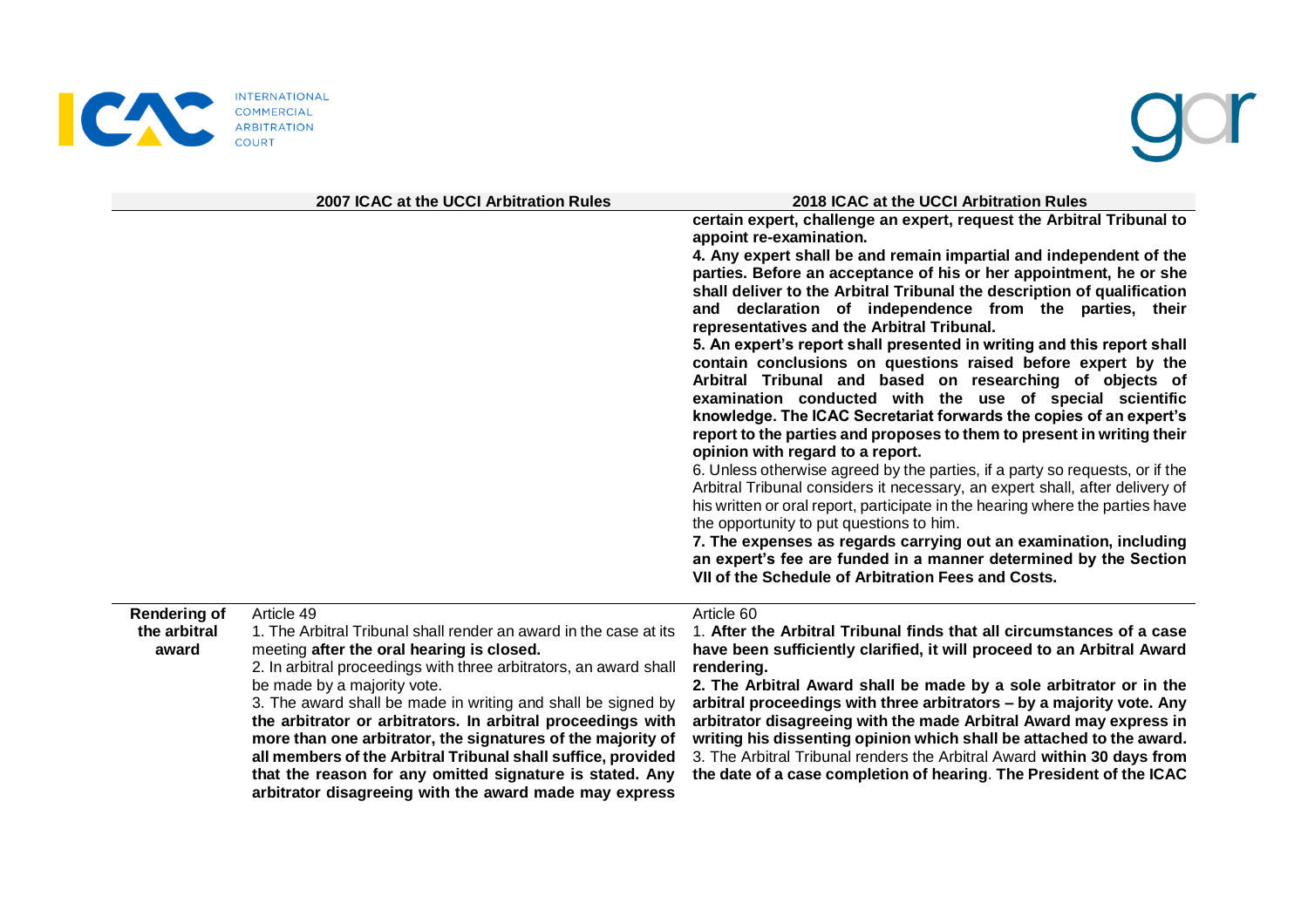| | 2007 ICAC at the UCCI Arbitration Rules | 2018 ICAC at the UCCI Arbitration Rules |
|---|---|---|
| | | **certain expert, challenge an expert, request the Arbitral Tribunal to appoint re-examination.**<br>**4. Any expert shall be and remain impartial and independent of the parties. Before an acceptance of his or her appointment, he or she shall deliver to the Arbitral Tribunal the description of qualification and declaration of independence from the parties, their representatives and the Arbitral Tribunal.**<br>**5. An expert's report shall presented in writing and this report shall contain conclusions on questions raised before expert by the Arbitral Tribunal and based on researching of objects of examination conducted with the use of special scientific knowledge. The ICAC Secretariat forwards the copies of an expert's report to the parties and proposes to them to present in writing their opinion with regard to a report.**<br>6. Unless otherwise agreed by the parties, if a party so requests, or if the Arbitral Tribunal considers it necessary, an expert shall, after delivery of his written or oral report, participate in the hearing where the parties have the opportunity to put questions to him.<br>**7. The expenses as regards carrying out an examination, including an expert's fee are funded in a manner determined by the Section VII of the Schedule of Arbitration Fees and Costs.** |
| **Rendering of the arbitral award** | Article 49<br>1. The Arbitral Tribunal shall render an award in the case at its meeting **after the oral hearing is closed.**<br>2. In arbitral proceedings with three arbitrators, an award shall be made by a majority vote.<br>3. The award shall be made in writing and shall be signed by **the arbitrator or arbitrators. In arbitral proceedings with more than one arbitrator, the signatures of the majority of all members of the Arbitral Tribunal shall suffice, provided that the reason for any omitted signature is stated. Any arbitrator disagreeing with the award made may express** | Article 60<br>1. **After the Arbitral Tribunal finds that all circumstances of a case have been sufficiently clarified, it will proceed to an Arbitral Award rendering.**<br>**2. The Arbitral Award shall be made by a sole arbitrator or in the arbitral proceedings with three arbitrators – by a majority vote. Any arbitrator disagreeing with the made Arbitral Award may express in writing his dissenting opinion which shall be attached to the award.**<br>3. The Arbitral Tribunal renders the Arbitral Award **within 30 days from the date of a case completion of hearing**. **The President of the ICAC** |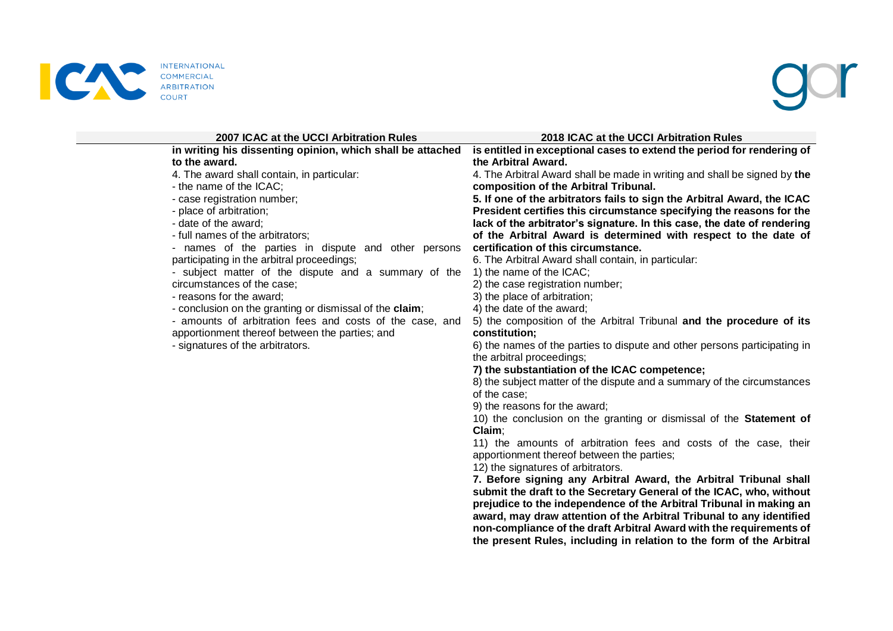| 2007 ICAC at the UCCI Arbitration Rules | 2018 ICAC at the UCCI Arbitration Rules |
|---|---|
| **in writing his dissenting opinion, which shall be attached to the award.**<br>4. The award shall contain, in particular:<br>- the name of the ICAC;<br>- case registration number;<br>- place of arbitration;<br>- date of the award;<br>- full names of the arbitrators;<br>- names of the parties in dispute and other persons participating in the arbitral proceedings;<br>- subject matter of the dispute and a summary of the circumstances of the case;<br>- reasons for the award;<br>- conclusion on the granting or dismissal of the **claim**;<br>- amounts of arbitration fees and costs of the case, and apportionment thereof between the parties; and<br>- signatures of the arbitrators. | **is entitled in exceptional cases to extend the period for rendering of the Arbitral Award.**<br>4. The Arbitral Award shall be made in writing and shall be signed by **the composition of the Arbitral Tribunal.**<br>**5. If one of the arbitrators fails to sign the Arbitral Award, the ICAC President certifies this circumstance specifying the reasons for the lack of the arbitrator's signature. In this case, the date of rendering of the Arbitral Award is determined with respect to the date of certification of this circumstance.**<br>6. The Arbitral Award shall contain, in particular:<br>1) the name of the ICAC;<br>2) the case registration number;<br>3) the place of arbitration;<br>4) the date of the award;<br>5) the composition of the Arbitral Tribunal **and the procedure of its constitution;**<br>6) the names of the parties to dispute and other persons participating in the arbitral proceedings;<br>**7) the substantiation of the ICAC competence;**<br>8) the subject matter of the dispute and a summary of the circumstances of the case;<br>9) the reasons for the award;<br>10) the conclusion on the granting or dismissal of the **Statement of Claim**;<br>11) the amounts of arbitration fees and costs of the case, their apportionment thereof between the parties;<br>12) the signatures of arbitrators.<br>**7. Before signing any Arbitral Award, the Arbitral Tribunal shall submit the draft to the Secretary General of the ICAC, who, without prejudice to the independence of the Arbitral Tribunal in making an award, may draw attention of the Arbitral Tribunal to any identified non-compliance of the draft Arbitral Award with the requirements of the present Rules, including in relation to the form of the Arbitral** |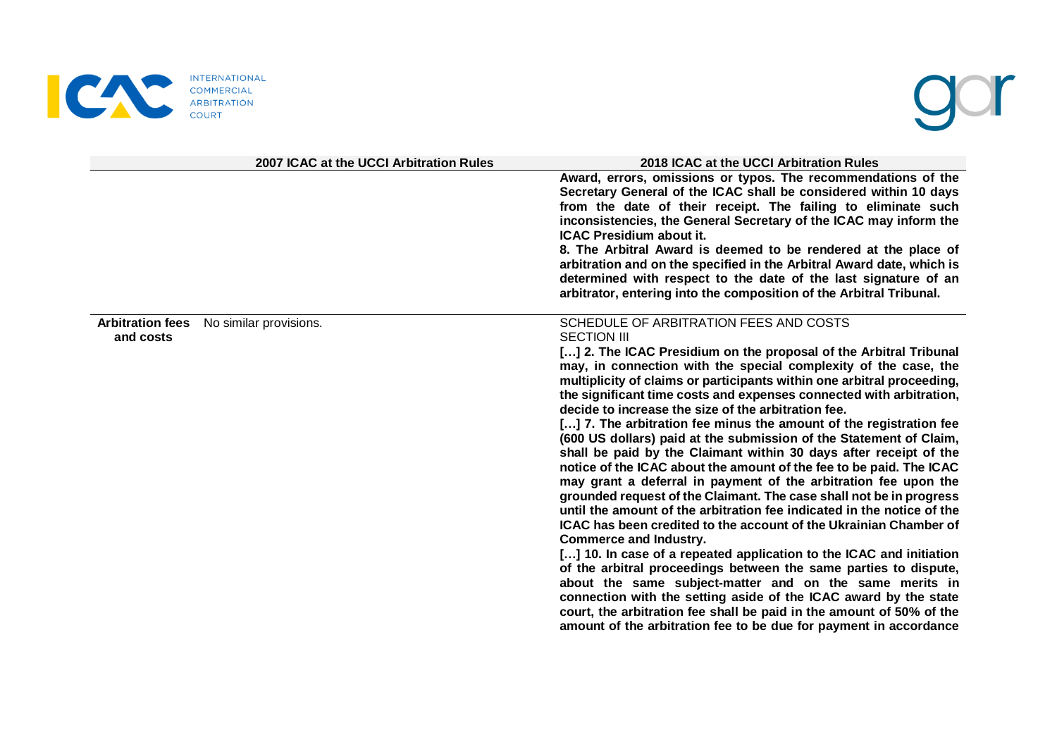| | 2007 ICAC at the UCCI Arbitration Rules | 2018 ICAC at the UCCI Arbitration Rules |
|---|---|---|
| | | **Award, errors, omissions or typos. The recommendations of the Secretary General of the ICAC shall be considered within 10 days from the date of their receipt. The failing to eliminate such inconsistencies, the General Secretary of the ICAC may inform the ICAC Presidium about it.**<br>**8. The Arbitral Award is deemed to be rendered at the place of arbitration and on the specified in the Arbitral Award date, which is determined with respect to the date of the last signature of an arbitrator, entering into the composition of the Arbitral Tribunal.** |
| **Arbitration fees and costs** | No similar provisions. | SCHEDULE OF ARBITRATION FEES AND COSTS<br>SECTION III<br>**[…] 2. The ICAC Presidium on the proposal of the Arbitral Tribunal may, in connection with the special complexity of the case, the multiplicity of claims or participants within one arbitral proceeding, the significant time costs and expenses connected with arbitration, decide to increase the size of the arbitration fee.**<br>**[…] 7. The arbitration fee minus the amount of the registration fee (600 US dollars) paid at the submission of the Statement of Claim, shall be paid by the Claimant within 30 days after receipt of the notice of the ICAC about the amount of the fee to be paid. The ICAC may grant a deferral in payment of the arbitration fee upon the grounded request of the Claimant. The case shall not be in progress until the amount of the arbitration fee indicated in the notice of the ICAC has been credited to the account of the Ukrainian Chamber of Commerce and Industry.**<br>**[…] 10. In case of a repeated application to the ICAC and initiation of the arbitral proceedings between the same parties to dispute, about the same subject-matter and on the same merits in connection with the setting aside of the ICAC award by the state court, the arbitration fee shall be paid in the amount of 50% of the amount of the arbitration fee to be due for payment in accordance** |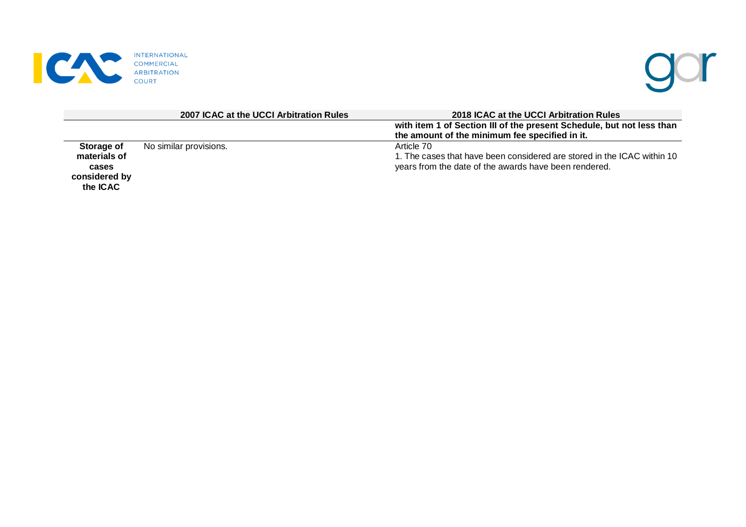| | 2007 ICAC at the UCCI Arbitration Rules | 2018 ICAC at the UCCI Arbitration Rules |
|---|---|---|
| | | **with item 1 of Section III of the present Schedule, but not less than the amount of the minimum fee specified in it.** |
| **Storage of materials of cases considered by the ICAC** | No similar provisions. | Article 70<br>1. The cases that have been considered are stored in the ICAC within 10 years from the date of the awards have been rendered. |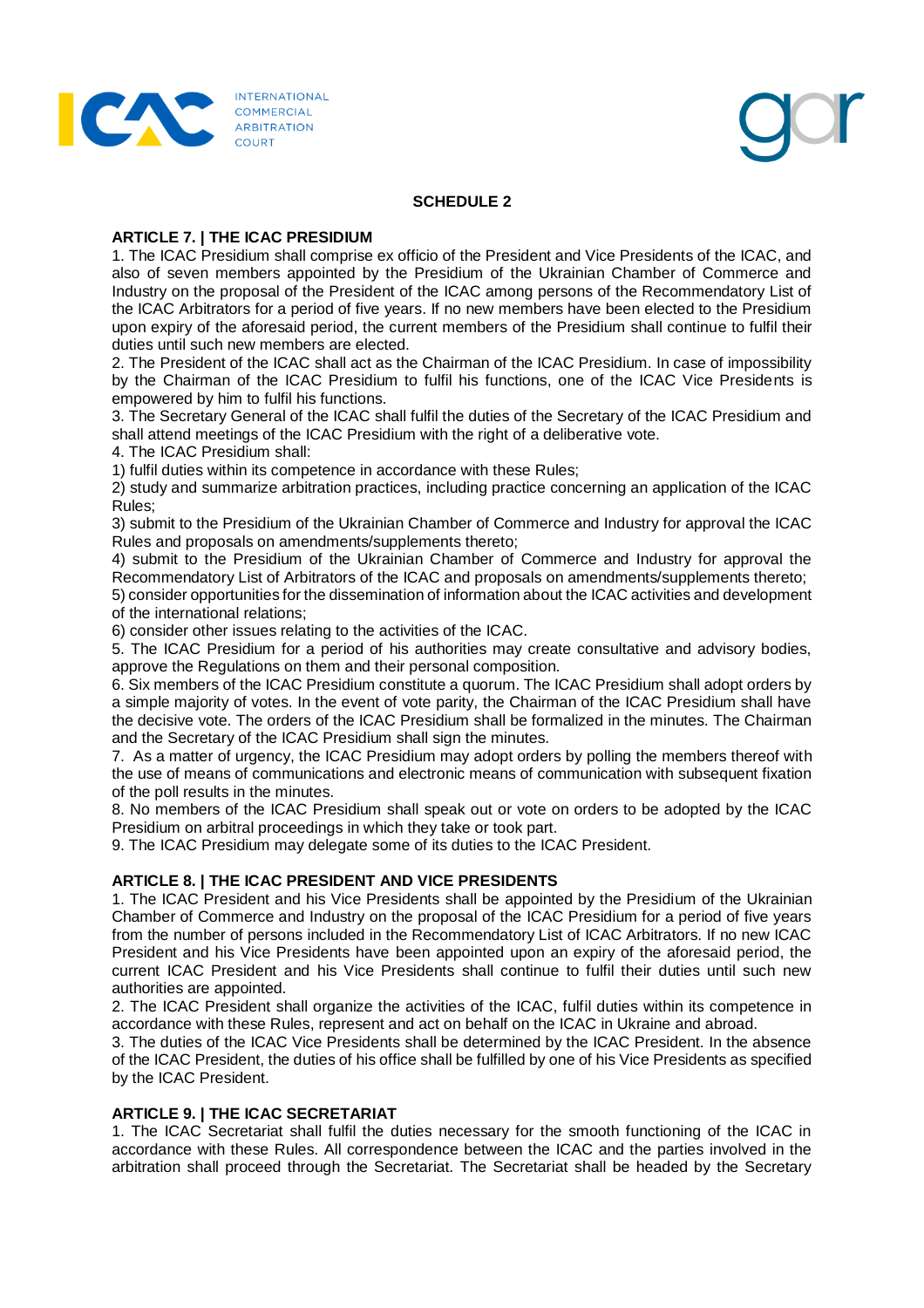## SCHEDULE 2

### ARTICLE 7. | THE ICAC PRESIDIUM

1. The ICAC Presidium shall comprise ex officio of the President and Vice Presidents of the ICAC, and also of seven members appointed by the Presidium of the Ukrainian Chamber of Commerce and Industry on the proposal of the President of the ICAC among persons of the Recommendatory List of the ICAC Arbitrators for a period of five years. If no new members have been elected to the Presidium upon expiry of the aforesaid period, the current members of the Presidium shall continue to fulfil their duties until such new members are elected.
2. The President of the ICAC shall act as the Chairman of the ICAC Presidium. In case of impossibility by the Chairman of the ICAC Presidium to fulfil his functions, one of the ICAC Vice Presidents is empowered by him to fulfil his functions.
3. The Secretary General of the ICAC shall fulfil the duties of the Secretary of the ICAC Presidium and shall attend meetings of the ICAC Presidium with the right of a deliberative vote.
4. The ICAC Presidium shall:

1) fulfil duties within its competence in accordance with these Rules;
2) study and summarize arbitration practices, including practice concerning an application of the ICAC Rules;
3) submit to the Presidium of the Ukrainian Chamber of Commerce and Industry for approval the ICAC Rules and proposals on amendments/supplements thereto;
4) submit to the Presidium of the Ukrainian Chamber of Commerce and Industry for approval the Recommendatory List of Arbitrators of the ICAC and proposals on amendments/supplements thereto;
5) consider opportunities for the dissemination of information about the ICAC activities and development of the international relations;
6) consider other issues relating to the activities of the ICAC.

5. The ICAC Presidium for a period of his authorities may create consultative and advisory bodies, approve the Regulations on them and their personal composition.
6. Six members of the ICAC Presidium constitute a quorum. The ICAC Presidium shall adopt orders by a simple majority of votes. In the event of vote parity, the Chairman of the ICAC Presidium shall have the decisive vote. The orders of the ICAC Presidium shall be formalized in the minutes. The Chairman and the Secretary of the ICAC Presidium shall sign the minutes.
7. As a matter of urgency, the ICAC Presidium may adopt orders by polling the members thereof with the use of means of communications and electronic means of communication with subsequent fixation of the poll results in the minutes.
8. No members of the ICAC Presidium shall speak out or vote on orders to be adopted by the ICAC Presidium on arbitral proceedings in which they take or took part.
9. The ICAC Presidium may delegate some of its duties to the ICAC President.

### ARTICLE 8. | THE ICAC PRESIDENT AND VICE PRESIDENTS

1. The ICAC President and his Vice Presidents shall be appointed by the Presidium of the Ukrainian Chamber of Commerce and Industry on the proposal of the ICAC Presidium for a period of five years from the number of persons included in the Recommendatory List of ICAC Arbitrators. If no new ICAC President and his Vice Presidents have been appointed upon an expiry of the aforesaid period, the current ICAC President and his Vice Presidents shall continue to fulfil their duties until such new authorities are appointed.
2. The ICAC President shall organize the activities of the ICAC, fulfil duties within its competence in accordance with these Rules, represent and act on behalf on the ICAC in Ukraine and abroad.
3. The duties of the ICAC Vice Presidents shall be determined by the ICAC President. In the absence of the ICAC President, the duties of his office shall be fulfilled by one of his Vice Presidents as specified by the ICAC President.

### ARTICLE 9. | THE ICAC SECRETARIAT

1. The ICAC Secretariat shall fulfil the duties necessary for the smooth functioning of the ICAC in accordance with these Rules. All correspondence between the ICAC and the parties involved in the arbitration shall proceed through the Secretariat. The Secretariat shall be headed by the Secretary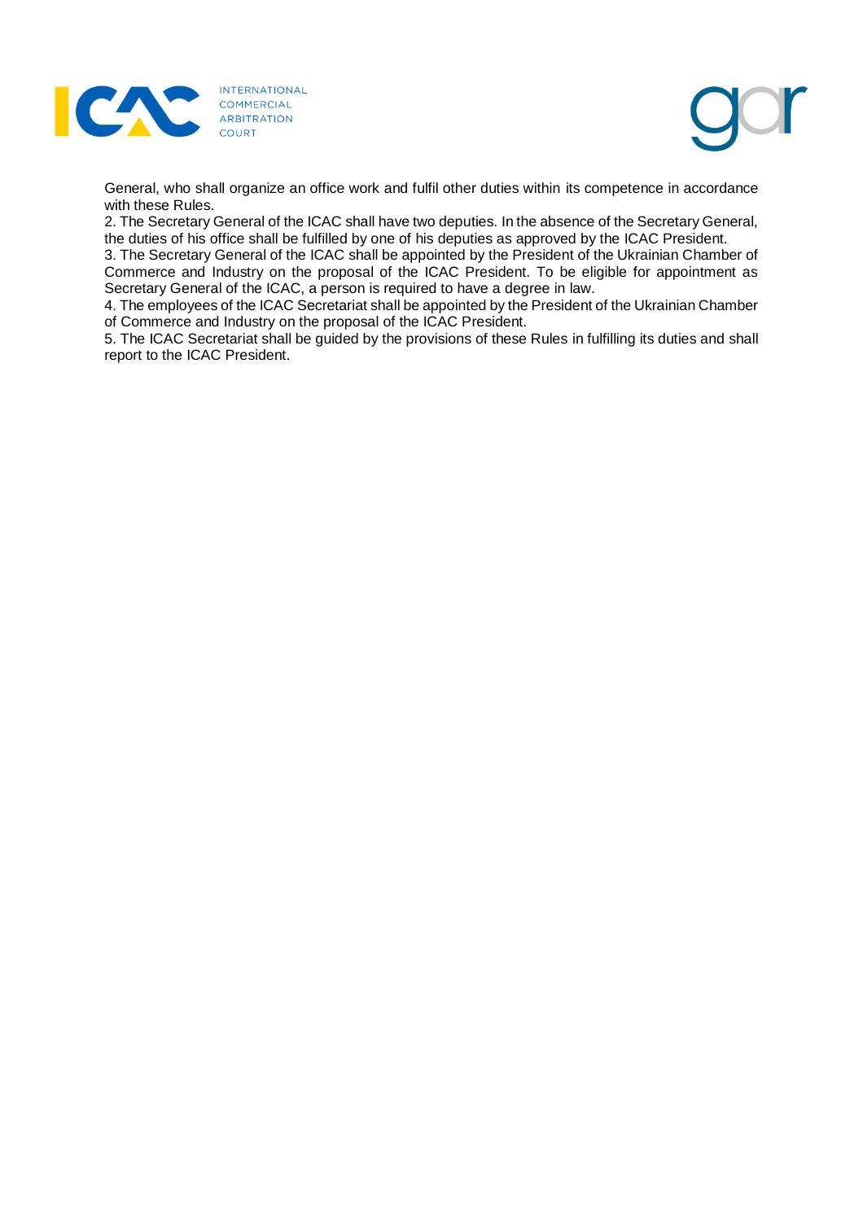General, who shall organize an office work and fulfil other duties within its competence in accordance with these Rules.

2. The Secretary General of the ICAC shall have two deputies. In the absence of the Secretary General, the duties of his office shall be fulfilled by one of his deputies as approved by the ICAC President.

3. The Secretary General of the ICAC shall be appointed by the President of the Ukrainian Chamber of Commerce and Industry on the proposal of the ICAC President. To be eligible for appointment as Secretary General of the ICAC, a person is required to have a degree in law.

4. The employees of the ICAC Secretariat shall be appointed by the President of the Ukrainian Chamber of Commerce and Industry on the proposal of the ICAC President.

5. The ICAC Secretariat shall be guided by the provisions of these Rules in fulfilling its duties and shall report to the ICAC President.